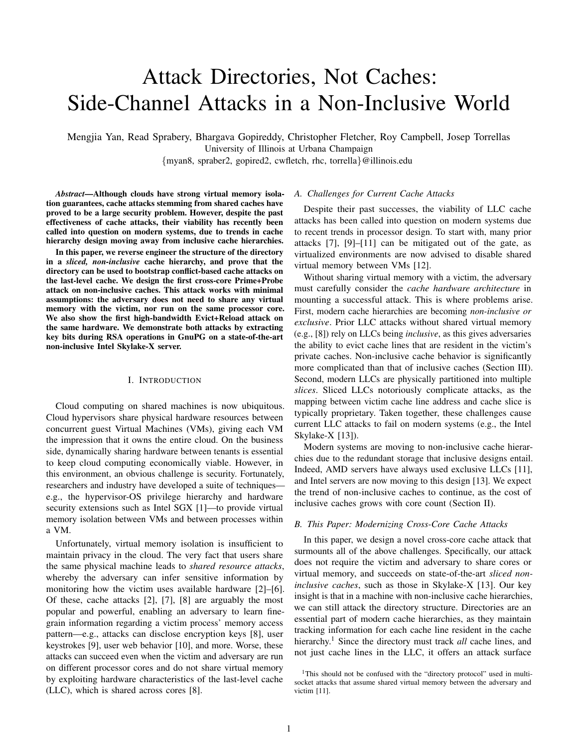# Attack Directories, Not Caches: Side-Channel Attacks in a Non-Inclusive World

Mengjia Yan, Read Sprabery, Bhargava Gopireddy, Christopher Fletcher, Roy Campbell, Josep Torrellas
University of Illinois at Urbana Champaign
{myan8, spraber2, gopired2, cwfletch, rhc, torrella}@illinois.edu

***Abstract*—Although clouds have strong virtual memory isolation guarantees, cache attacks stemming from shared caches have proved to be a large security problem. However, despite the past effectiveness of cache attacks, their viability has recently been called into question on modern systems, due to trends in cache hierarchy design moving away from inclusive cache hierarchies.**

**In this paper, we reverse engineer the structure of the directory in a *sliced, non-inclusive* cache hierarchy, and prove that the directory can be used to bootstrap conflict-based cache attacks on the last-level cache. We design the first cross-core Prime+Probe attack on non-inclusive caches. This attack works with minimal assumptions: the adversary does not need to share any virtual memory with the victim, nor run on the same processor core. We also show the first high-bandwidth Evict+Reload attack on the same hardware. We demonstrate both attacks by extracting key bits during RSA operations in GnuPG on a state-of-the-art non-inclusive Intel Skylake-X server.**

## I. Introduction

Cloud computing on shared machines is now ubiquitous. Cloud hypervisors share physical hardware resources between concurrent guest Virtual Machines (VMs), giving each VM the impression that it owns the entire cloud. On the business side, dynamically sharing hardware between tenants is essential to keep cloud computing economically viable. However, in this environment, an obvious challenge is security. Fortunately, researchers and industry have developed a suite of techniques—e.g., the hypervisor-OS privilege hierarchy and hardware security extensions such as Intel SGX [1]—to provide virtual memory isolation between VMs and between processes within a VM.

Unfortunately, virtual memory isolation is insufficient to maintain privacy in the cloud. The very fact that users share the same physical machine leads to *shared resource attacks*, whereby the adversary can infer sensitive information by monitoring how the victim uses available hardware [2]–[6]. Of these, cache attacks [2], [7], [8] are arguably the most popular and powerful, enabling an adversary to learn fine-grain information regarding a victim process' memory access pattern—e.g., attacks can disclose encryption keys [8], user keystrokes [9], user web behavior [10], and more. Worse, these attacks can succeed even when the victim and adversary are run on different processor cores and do not share virtual memory by exploiting hardware characteristics of the last-level cache (LLC), which is shared across cores [8].

### A. Challenges for Current Cache Attacks

Despite their past successes, the viability of LLC cache attacks has been called into question on modern systems due to recent trends in processor design. To start with, many prior attacks [7], [9]–[11] can be mitigated out of the gate, as virtualized environments are now advised to disable shared virtual memory between VMs [12].

Without sharing virtual memory with a victim, the adversary must carefully consider the *cache hardware architecture* in mounting a successful attack. This is where problems arise. First, modern cache hierarchies are becoming *non-inclusive or exclusive*. Prior LLC attacks without shared virtual memory (e.g., [8]) rely on LLCs being *inclusive*, as this gives adversaries the ability to evict cache lines that are resident in the victim's private caches. Non-inclusive cache behavior is significantly more complicated than that of inclusive caches (Section III). Second, modern LLCs are physically partitioned into multiple *slices*. Sliced LLCs notoriously complicate attacks, as the mapping between victim cache line address and cache slice is typically proprietary. Taken together, these challenges cause current LLC attacks to fail on modern systems (e.g., the Intel Skylake-X [13]).

Modern systems are moving to non-inclusive cache hierarchies due to the redundant storage that inclusive designs entail. Indeed, AMD servers have always used exclusive LLCs [11], and Intel servers are now moving to this design [13]. We expect the trend of non-inclusive caches to continue, as the cost of inclusive caches grows with core count (Section II).

### B. This Paper: Modernizing Cross-Core Cache Attacks

In this paper, we design a novel cross-core cache attack that surmounts all of the above challenges. Specifically, our attack does not require the victim and adversary to share cores or virtual memory, and succeeds on state-of-the-art *sliced non-inclusive caches*, such as those in Skylake-X [13]. Our key insight is that in a machine with non-inclusive cache hierarchies, we can still attack the directory structure. Directories are an essential part of modern cache hierarchies, as they maintain tracking information for each cache line resident in the cache hierarchy.[1] Since the directory must track *all* cache lines, and not just cache lines in the LLC, it offers an attack surface

[1] This should not be confused with the "directory protocol" used in multi-socket attacks that assume shared virtual memory between the adversary and victim [11].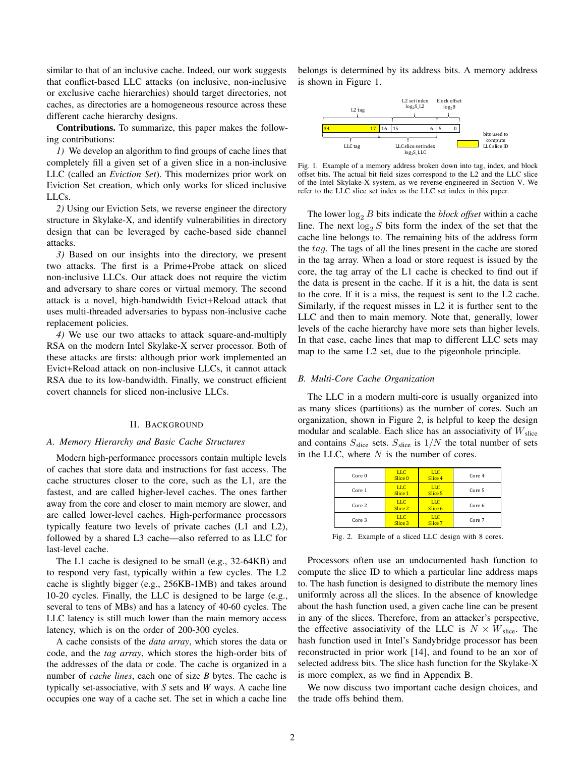similar to that of an inclusive cache. Indeed, our work suggests that conflict-based LLC attacks (on inclusive, non-inclusive or exclusive cache hierarchies) should target directories, not caches, as directories are a homogeneous resource across these different cache hierarchy designs.

**Contributions.** To summarize, this paper makes the following contributions:

*1)* We develop an algorithm to find groups of cache lines that completely fill a given set of a given slice in a non-inclusive LLC (called an *Eviction Set*). This modernizes prior work on Eviction Set creation, which only works for sliced inclusive LLCs.

*2)* Using our Eviction Sets, we reverse engineer the directory structure in Skylake-X, and identify vulnerabilities in directory design that can be leveraged by cache-based side channel attacks.

*3)* Based on our insights into the directory, we present two attacks. The first is a Prime+Probe attack on sliced non-inclusive LLCs. Our attack does not require the victim and adversary to share cores or virtual memory. The second attack is a novel, high-bandwidth Evict+Reload attack that uses multi-threaded adversaries to bypass non-inclusive cache replacement policies.

*4)* We use our two attacks to attack square-and-multiply RSA on the modern Intel Skylake-X server processor. Both of these attacks are firsts: although prior work implemented an Evict+Reload attack on non-inclusive LLCs, it cannot attack RSA due to its low-bandwidth. Finally, we construct efficient covert channels for sliced non-inclusive LLCs.

## II. Background

### A. Memory Hierarchy and Basic Cache Structures

Modern high-performance processors contain multiple levels of caches that store data and instructions for fast access. The cache structures closer to the core, such as the L1, are the fastest, and are called higher-level caches. The ones farther away from the core and closer to main memory are slower, and are called lower-level caches. High-performance processors typically feature two levels of private caches (L1 and L2), followed by a shared L3 cache—also referred to as LLC for last-level cache.

The L1 cache is designed to be small (e.g., 32-64KB) and to respond very fast, typically within a few cycles. The L2 cache is slightly bigger (e.g., 256KB-1MB) and takes around 10-20 cycles. Finally, the LLC is designed to be large (e.g., several to tens of MBs) and has a latency of 40-60 cycles. The LLC latency is still much lower than the main memory access latency, which is on the order of 200-300 cycles.

A cache consists of the *data array*, which stores the data or code, and the *tag array*, which stores the high-order bits of the addresses of the data or code. The cache is organized in a number of *cache lines*, each one of size *B* bytes. The cache is typically set-associative, with *S* sets and *W* ways. A cache line occupies one way of a cache set. The set in which a cache line belongs is determined by its address bits. A memory address is shown in Figure 1.

| L2 tag | | L2 set index $\log_2 S\_L2$ | block offset $\log_2 B$ |
|---|---|---|---|
| 34 … 17 | 16 | 15 … 6 | 5 … 0 |
| LLC tag | | LLC slice set index $\log_2 S\_LLC$ | |

(Highlighted bits 34–17: bits used to compute LLC slice ID)

Fig. 1. Example of a memory address broken down into tag, index, and block offset bits. The actual bit field sizes correspond to the L2 and the LLC slice of the Intel Skylake-X system, as we reverse-engineered in Section V. We refer to the LLC slice set index as the LLC set index in this paper.

The lower $\log_2 B$ bits indicate the *block offset* within a cache line. The next $\log_2 S$ bits form the index of the set that the cache line belongs to. The remaining bits of the address form the $tag$. The tags of all the lines present in the cache are stored in the tag array. When a load or store request is issued by the core, the tag array of the L1 cache is checked to find out if the data is present in the cache. If it is a hit, the data is sent to the core. If it is a miss, the request is sent to the L2 cache. Similarly, if the request misses in L2 it is further sent to the LLC and then to main memory. Note that, generally, lower levels of the cache hierarchy have more sets than higher levels. In that case, cache lines that map to different LLC sets may map to the same L2 set, due to the pigeonhole principle.

### B. Multi-Core Cache Organization

The LLC in a modern multi-core is usually organized into as many slices (partitions) as the number of cores. Such an organization, shown in Figure 2, is helpful to keep the design modular and scalable. Each slice has an associativity of $W_{\text{slice}}$ and contains $S_{\text{slice}}$ sets. $S_{\text{slice}}$ is $1/N$ the total number of sets in the LLC, where $N$ is the number of cores.

| Core 0 | LLC Slice 0 | LLC Slice 4 | Core 4 |
|---|---|---|---|
| Core 1 | LLC Slice 1 | LLC Slice 5 | Core 5 |
| Core 2 | LLC Slice 2 | LLC Slice 6 | Core 6 |
| Core 3 | LLC Slice 3 | LLC Slice 7 | Core 7 |

Fig. 2. Example of a sliced LLC design with 8 cores.

Processors often use an undocumented hash function to compute the slice ID to which a particular line address maps to. The hash function is designed to distribute the memory lines uniformly across all the slices. In the absence of knowledge about the hash function used, a given cache line can be present in any of the slices. Therefore, from an attacker's perspective, the effective associativity of the LLC is $N \times W_{\text{slice}}$. The hash function used in Intel's Sandybridge processor has been reconstructed in prior work [14], and found to be an xor of selected address bits. The slice hash function for the Skylake-X is more complex, as we find in Appendix B.

We now discuss two important cache design choices, and the trade offs behind them.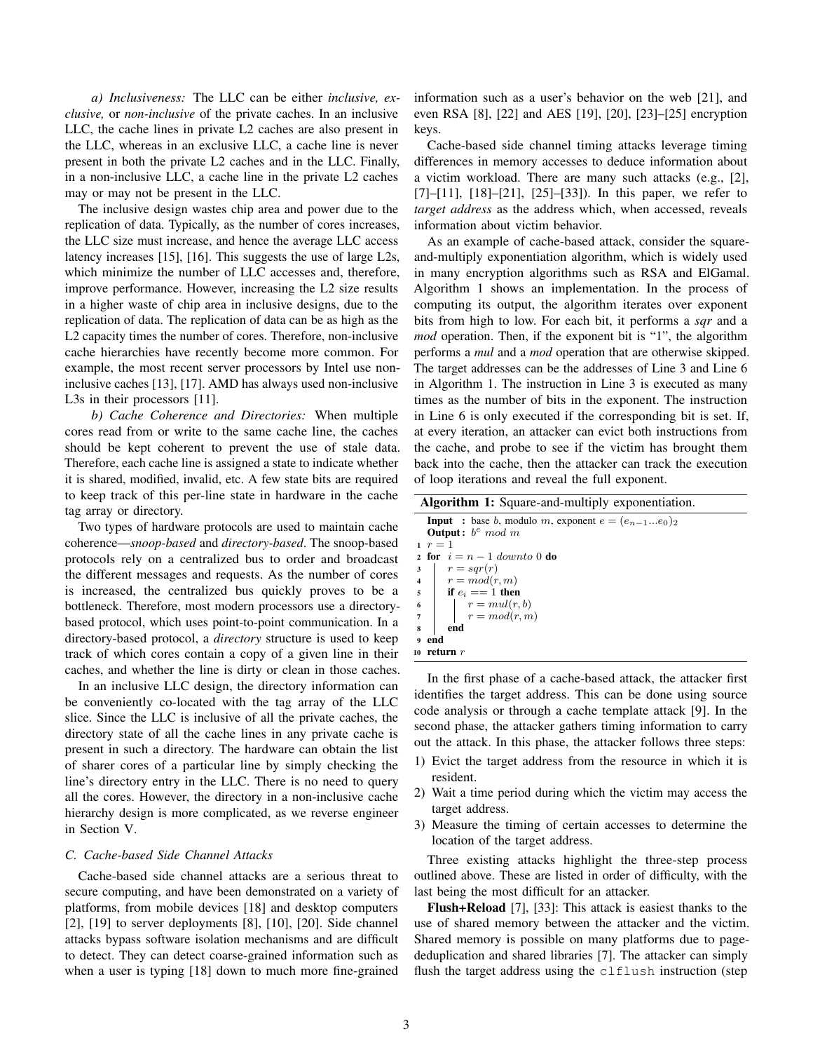*a) Inclusiveness:* The LLC can be either *inclusive, exclusive,* or *non-inclusive* of the private caches. In an inclusive LLC, the cache lines in private L2 caches are also present in the LLC, whereas in an exclusive LLC, a cache line is never present in both the private L2 caches and in the LLC. Finally, in a non-inclusive LLC, a cache line in the private L2 caches may or may not be present in the LLC.

The inclusive design wastes chip area and power due to the replication of data. Typically, as the number of cores increases, the LLC size must increase, and hence the average LLC access latency increases [15], [16]. This suggests the use of large L2s, which minimize the number of LLC accesses and, therefore, improve performance. However, increasing the L2 size results in a higher waste of chip area in inclusive designs, due to the replication of data. The replication of data can be as high as the L2 capacity times the number of cores. Therefore, non-inclusive cache hierarchies have recently become more common. For example, the most recent server processors by Intel use non-inclusive caches [13], [17]. AMD has always used non-inclusive L3s in their processors [11].

*b) Cache Coherence and Directories:* When multiple cores read from or write to the same cache line, the caches should be kept coherent to prevent the use of stale data. Therefore, each cache line is assigned a state to indicate whether it is shared, modified, invalid, etc. A few state bits are required to keep track of this per-line state in hardware in the cache tag array or directory.

Two types of hardware protocols are used to maintain cache coherence—*snoop-based* and *directory-based*. The snoop-based protocols rely on a centralized bus to order and broadcast the different messages and requests. As the number of cores is increased, the centralized bus quickly proves to be a bottleneck. Therefore, most modern processors use a directory-based protocol, which uses point-to-point communication. In a directory-based protocol, a *directory* structure is used to keep track of which cores contain a copy of a given line in their caches, and whether the line is dirty or clean in those caches.

In an inclusive LLC design, the directory information can be conveniently co-located with the tag array of the LLC slice. Since the LLC is inclusive of all the private caches, the directory state of all the cache lines in any private cache is present in such a directory. The hardware can obtain the list of sharer cores of a particular line by simply checking the line's directory entry in the LLC. There is no need to query all the cores. However, the directory in a non-inclusive cache hierarchy design is more complicated, as we reverse engineer in Section V.

### C. Cache-based Side Channel Attacks

Cache-based side channel attacks are a serious threat to secure computing, and have been demonstrated on a variety of platforms, from mobile devices [18] and desktop computers [2], [19] to server deployments [8], [10], [20]. Side channel attacks bypass software isolation mechanisms and are difficult to detect. They can detect coarse-grained information such as when a user is typing [18] down to much more fine-grained information such as a user's behavior on the web [21], and even RSA [8], [22] and AES [19], [20], [23]–[25] encryption keys.

Cache-based side channel timing attacks leverage timing differences in memory accesses to deduce information about a victim workload. There are many such attacks (e.g., [2], [7]–[11], [18]–[21], [25]–[33]). In this paper, we refer to *target address* as the address which, when accessed, reveals information about victim behavior.

As an example of cache-based attack, consider the square-and-multiply exponentiation algorithm, which is widely used in many encryption algorithms such as RSA and ElGamal. Algorithm 1 shows an implementation. In the process of computing its output, the algorithm iterates over exponent bits from high to low. For each bit, it performs a *sqr* and a *mod* operation. Then, if the exponent bit is "1", the algorithm performs a *mul* and a *mod* operation that are otherwise skipped. The target addresses can be the addresses of Line 3 and Line 6 in Algorithm 1. The instruction in Line 3 is executed as many times as the number of bits in the exponent. The instruction in Line 6 is only executed if the corresponding bit is set. If, at every iteration, an attacker can evict both instructions from the cache, and probe to see if the victim has brought them back into the cache, then the attacker can track the execution of loop iterations and reveal the full exponent.

**Algorithm 1:** Square-and-multiply exponentiation.

```
   Input : base b, modulo m, exponent e = (e_{n-1}...e_0)_2
   Output: b^e mod m
1  r = 1
2  for i = n − 1 downto 0 do
3      r = sqr(r)
4      r = mod(r, m)
5      if e_i == 1 then
6          r = mul(r, b)
7          r = mod(r, m)
8      end
9  end
10 return r
```

In the first phase of a cache-based attack, the attacker first identifies the target address. This can be done using source code analysis or through a cache template attack [9]. In the second phase, the attacker gathers timing information to carry out the attack. In this phase, the attacker follows three steps:

1) Evict the target address from the resource in which it is resident.
2) Wait a time period during which the victim may access the target address.
3) Measure the timing of certain accesses to determine the location of the target address.

Three existing attacks highlight the three-step process outlined above. These are listed in order of difficulty, with the last being the most difficult for an attacker.

**Flush+Reload** [7], [33]: This attack is easiest thanks to the use of shared memory between the attacker and the victim. Shared memory is possible on many platforms due to page-deduplication and shared libraries [7]. The attacker can simply flush the target address using the `clflush` instruction (step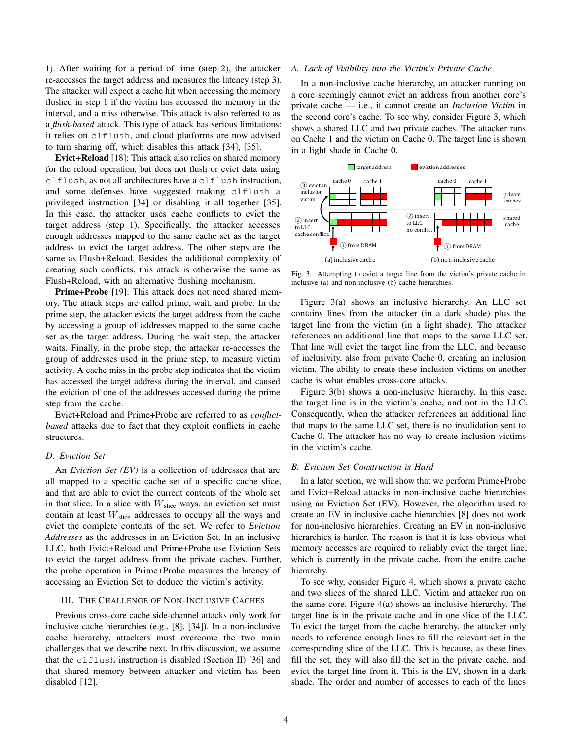1). After waiting for a period of time (step 2), the attacker re-accesses the target address and measures the latency (step 3). The attacker will expect a cache hit when accessing the memory flushed in step 1 if the victim has accessed the memory in the interval, and a miss otherwise. This attack is also referred to as a *flush-based* attack. This type of attack has serious limitations: it relies on `clflush`, and cloud platforms are now advised to turn sharing off, which disables this attack [34], [35].

**Evict+Reload** [18]: This attack also relies on shared memory for the reload operation, but does not flush or evict data using `clflush`, as not all architectures have a `clflush` instruction, and some defenses have suggested making `clflush` a privileged instruction [34] or disabling it all together [35]. In this case, the attacker uses cache conflicts to evict the target address (step 1). Specifically, the attacker accesses enough addresses mapped to the same cache set as the target address to evict the target address. The other steps are the same as Flush+Reload. Besides the additional complexity of creating such conflicts, this attack is otherwise the same as Flush+Reload, with an alternative flushing mechanism.

**Prime+Probe** [19]: This attack does not need shared memory. The attack steps are called prime, wait, and probe. In the prime step, the attacker evicts the target address from the cache by accessing a group of addresses mapped to the same cache set as the target address. During the wait step, the attacker waits. Finally, in the probe step, the attacker re-accesses the group of addresses used in the prime step, to measure victim activity. A cache miss in the probe step indicates that the victim has accessed the target address during the interval, and caused the eviction of one of the addresses accessed during the prime step from the cache.

Evict+Reload and Prime+Probe are referred to as *conflict-based* attacks due to fact that they exploit conflicts in cache structures.

### D. Eviction Set

An *Eviction Set (EV)* is a collection of addresses that are all mapped to a specific cache set of a specific cache slice, and that are able to evict the current contents of the whole set in that slice. In a slice with $W_{\text{slice}}$ ways, an eviction set must contain at least $W_{\text{slice}}$ addresses to occupy all the ways and evict the complete contents of the set. We refer to *Eviction Addresses* as the addresses in an Eviction Set. In an inclusive LLC, both Evict+Reload and Prime+Probe use Eviction Sets to evict the target address from the private caches. Further, the probe operation in Prime+Probe measures the latency of accessing an Eviction Set to deduce the victim's activity.

## III. The Challenge of Non-Inclusive Caches

Previous cross-core cache side-channel attacks only work for inclusive cache hierarchies (e.g., [8], [34]). In a non-inclusive cache hierarchy, attackers must overcome the two main challenges that we describe next. In this discussion, we assume that the `clflush` instruction is disabled (Section II) [36] and that shared memory between attacker and victim has been disabled [12].

### A. Lack of Visibility into the Victim's Private Cache

In a non-inclusive cache hierarchy, an attacker running on a core seemingly cannot evict an address from another core's private cache — i.e., it cannot create an *Inclusion Victim* in the second core's cache. To see why, consider Figure 3, which shows a shared LLC and two private caches. The attacker runs on Cache 1 and the victim on Cache 0. The target line is shown in a light shade in Cache 0.

Fig. 3. Attempting to evict a target line from the victim's private cache in inclusive (a) and non-inclusive (b) cache hierarchies.

Figure 3(a) shows an inclusive hierarchy. An LLC set contains lines from the attacker (in a dark shade) plus the target line from the victim (in a light shade). The attacker references an additional line that maps to the same LLC set. That line will evict the target line from the LLC, and because of inclusivity, also from private Cache 0, creating an inclusion victim. The ability to create these inclusion victims on another cache is what enables cross-core attacks.

Figure 3(b) shows a non-inclusive hierarchy. In this case, the target line is in the victim's cache, and not in the LLC. Consequently, when the attacker references an additional line that maps to the same LLC set, there is no invalidation sent to Cache 0. The attacker has no way to create inclusion victims in the victim's cache.

### B. Eviction Set Construction is Hard

In a later section, we will show that we perform Prime+Probe and Evict+Reload attacks in non-inclusive cache hierarchies using an Eviction Set (EV). However, the algorithm used to create an EV in inclusive cache hierarchies [8] does not work for non-inclusive hierarchies. Creating an EV in non-inclusive hierarchies is harder. The reason is that it is less obvious what memory accesses are required to reliably evict the target line, which is currently in the private cache, from the entire cache hierarchy.

To see why, consider Figure 4, which shows a private cache and two slices of the shared LLC. Victim and attacker run on the same core. Figure 4(a) shows an inclusive hierarchy. The target line is in the private cache and in one slice of the LLC. To evict the target from the cache hierarchy, the attacker only needs to reference enough lines to fill the relevant set in the corresponding slice of the LLC. This is because, as these lines fill the set, they will also fill the set in the private cache, and evict the target line from it. This is the EV, shown in a dark shade. The order and number of accesses to each of the lines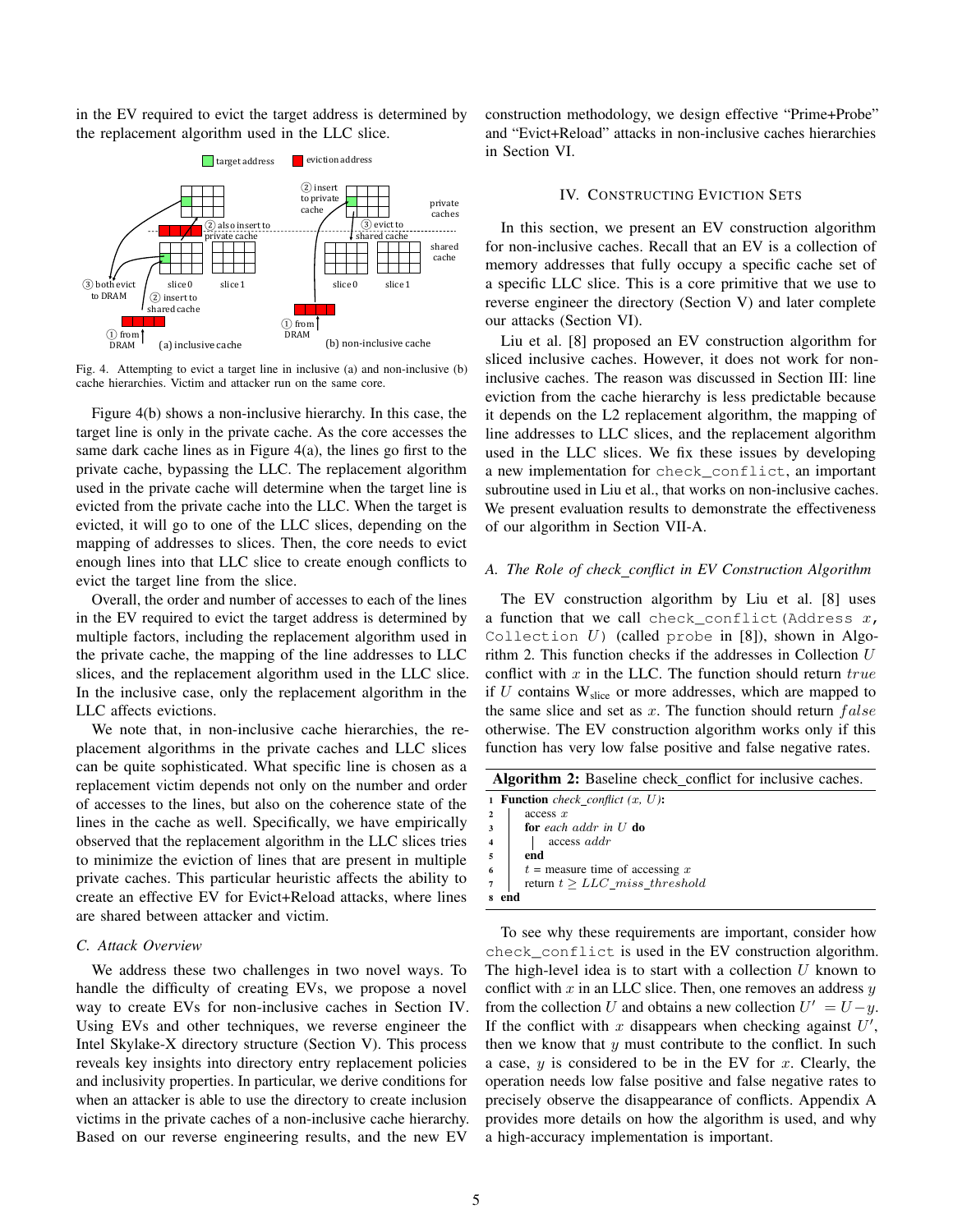in the EV required to evict the target address is determined by the replacement algorithm used in the LLC slice.

Fig. 4. Attempting to evict a target line in inclusive (a) and non-inclusive (b) cache hierarchies. Victim and attacker run on the same core.

Figure 4(b) shows a non-inclusive hierarchy. In this case, the target line is only in the private cache. As the core accesses the same dark cache lines as in Figure 4(a), the lines go first to the private cache, bypassing the LLC. The replacement algorithm used in the private cache will determine when the target line is evicted from the private cache into the LLC. When the target is evicted, it will go to one of the LLC slices, depending on the mapping of addresses to slices. Then, the core needs to evict enough lines into that LLC slice to create enough conflicts to evict the target line from the slice.

Overall, the order and number of accesses to each of the lines in the EV required to evict the target address is determined by multiple factors, including the replacement algorithm used in the private cache, the mapping of the line addresses to LLC slices, and the replacement algorithm used in the LLC slice. In the inclusive case, only the replacement algorithm in the LLC affects evictions.

We note that, in non-inclusive cache hierarchies, the replacement algorithms in the private caches and LLC slices can be quite sophisticated. What specific line is chosen as a replacement victim depends not only on the number and order of accesses to the lines, but also on the coherence state of the lines in the cache as well. Specifically, we have empirically observed that the replacement algorithm in the LLC slices tries to minimize the eviction of lines that are present in multiple private caches. This particular heuristic affects the ability to create an effective EV for Evict+Reload attacks, where lines are shared between attacker and victim.

### C. Attack Overview

We address these two challenges in two novel ways. To handle the difficulty of creating EVs, we propose a novel way to create EVs for non-inclusive caches in Section IV. Using EVs and other techniques, we reverse engineer the Intel Skylake-X directory structure (Section V). This process reveals key insights into directory entry replacement policies and inclusivity properties. In particular, we derive conditions for when an attacker is able to use the directory to create inclusion victims in the private caches of a non-inclusive cache hierarchy. Based on our reverse engineering results, and the new EV construction methodology, we design effective "Prime+Probe" and "Evict+Reload" attacks in non-inclusive caches hierarchies in Section VI.

## IV. Constructing Eviction Sets

In this section, we present an EV construction algorithm for non-inclusive caches. Recall that an EV is a collection of memory addresses that fully occupy a specific cache set of a specific LLC slice. This is a core primitive that we use to reverse engineer the directory (Section V) and later complete our attacks (Section VI).

Liu et al. [8] proposed an EV construction algorithm for sliced inclusive caches. However, it does not work for non-inclusive caches. The reason was discussed in Section III: line eviction from the cache hierarchy is less predictable because it depends on the L2 replacement algorithm, the mapping of line addresses to LLC slices, and the replacement algorithm used in the LLC slices. We fix these issues by developing a new implementation for `check_conflict`, an important subroutine used in Liu et al., that works on non-inclusive caches. We present evaluation results to demonstrate the effectiveness of our algorithm in Section VII-A.

### A. The Role of check_conflict in EV Construction Algorithm

The EV construction algorithm by Liu et al. [8] uses a function that we call `check_conflict(Address` $x$`, Collection` $U$`)` (called `probe` in [8]), shown in Algorithm 2. This function checks if the addresses in Collection $U$ conflict with $x$ in the LLC. The function should return $true$ if $U$ contains $W_{slice}$ or more addresses, which are mapped to the same slice and set as $x$. The function should return $false$ otherwise. The EV construction algorithm works only if this function has very low false positive and false negative rates.

**Algorithm 2:** Baseline check_conflict for inclusive caches.

```
1 Function check_conflict (x, U):
2     access x
3     for each addr in U do
4         access addr
5     end
6     t = measure time of accessing x
7     return t ≥ LLC_miss_threshold
8 end
```

To see why these requirements are important, consider how `check_conflict` is used in the EV construction algorithm. The high-level idea is to start with a collection $U$ known to conflict with $x$ in an LLC slice. Then, one removes an address $y$ from the collection $U$ and obtains a new collection $U' = U - y$. If the conflict with $x$ disappears when checking against $U'$, then we know that $y$ must contribute to the conflict. In such a case, $y$ is considered to be in the EV for $x$. Clearly, the operation needs low false positive and false negative rates to precisely observe the disappearance of conflicts. Appendix A provides more details on how the algorithm is used, and why a high-accuracy implementation is important.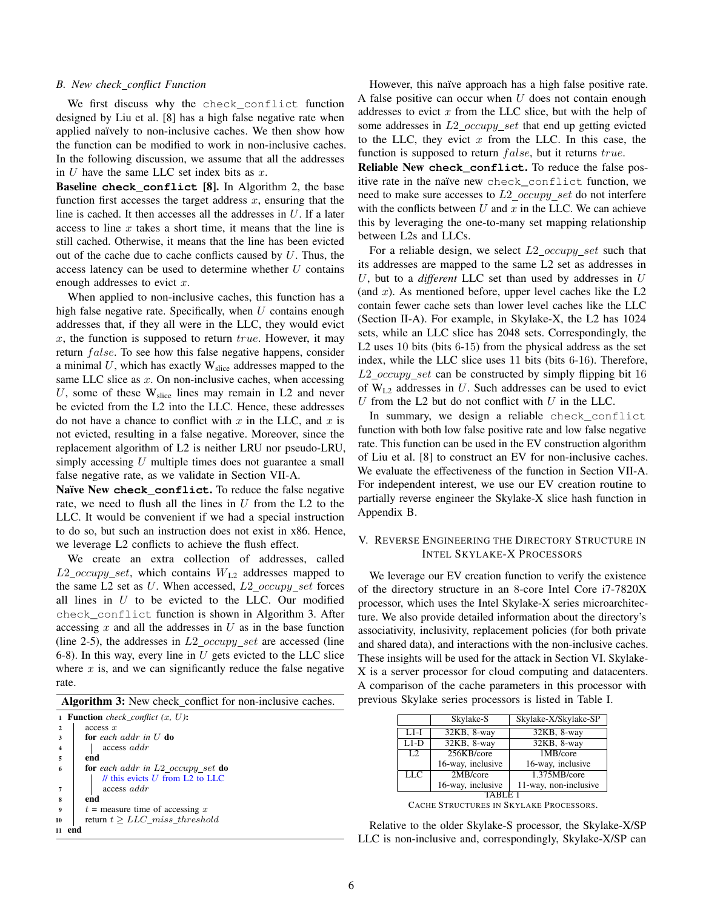### B. New check_conflict Function

We first discuss why the `check_conflict` function designed by Liu et al. [8] has a high false negative rate when applied naïvely to non-inclusive caches. We then show how the function can be modified to work in non-inclusive caches. In the following discussion, we assume that all the addresses in $U$ have the same LLC set index bits as $x$.

**Baseline `check_conflict` [8].** In Algorithm 2, the base function first accesses the target address $x$, ensuring that the line is cached. It then accesses all the addresses in $U$. If a later access to line $x$ takes a short time, it means that the line is still cached. Otherwise, it means that the line has been evicted out of the cache due to cache conflicts caused by $U$. Thus, the access latency can be used to determine whether $U$ contains enough addresses to evict $x$.

When applied to non-inclusive caches, this function has a high false negative rate. Specifically, when $U$ contains enough addresses that, if they all were in the LLC, they would evict $x$, the function is supposed to return $true$. However, it may return $false$. To see how this false negative happens, consider a minimal $U$, which has exactly $W_{slice}$ addresses mapped to the same LLC slice as $x$. On non-inclusive caches, when accessing $U$, some of these $W_{slice}$ lines may remain in L2 and never be evicted from the L2 into the LLC. Hence, these addresses do not have a chance to conflict with $x$ in the LLC, and $x$ is not evicted, resulting in a false negative. Moreover, since the replacement algorithm of L2 is neither LRU nor pseudo-LRU, simply accessing $U$ multiple times does not guarantee a small false negative rate, as we validate in Section VII-A.

**Naïve New `check_conflict`.** To reduce the false negative rate, we need to flush all the lines in $U$ from the L2 to the LLC. It would be convenient if we had a special instruction to do so, but such an instruction does not exist in x86. Hence, we leverage L2 conflicts to achieve the flush effect.

We create an extra collection of addresses, called $L2\_occupy\_set$, which contains $W_{L2}$ addresses mapped to the same L2 set as $U$. When accessed, $L2\_occupy\_set$ forces all lines in $U$ to be evicted to the LLC. Our modified `check_conflict` function is shown in Algorithm 3. After accessing $x$ and all the addresses in $U$ as in the base function (line 2-5), the addresses in $L2\_occupy\_set$ are accessed (line 6-8). In this way, every line in $U$ gets evicted to the LLC slice where $x$ is, and we can significantly reduce the false negative rate.

**Algorithm 3:** New check_conflict for non-inclusive caches.

```
1  Function check_conflict (x, U):
2      access x
3      for each addr in U do
4          access addr
5      end
6      for each addr in L2_occupy_set do
           // this evicts U from L2 to LLC
7          access addr
8      end
9      t = measure time of accessing x
10     return t ≥ LLC_miss_threshold
11 end
```

However, this naïve approach has a high false positive rate. A false positive can occur when $U$ does not contain enough addresses to evict $x$ from the LLC slice, but with the help of some addresses in $L2\_occupy\_set$ that end up getting evicted to the LLC, they evict $x$ from the LLC. In this case, the function is supposed to return $false$, but it returns $true$.

**Reliable New `check_conflict`.** To reduce the false positive rate in the naïve new `check_conflict` function, we need to make sure accesses to $L2\_occupy\_set$ do not interfere with the conflicts between $U$ and $x$ in the LLC. We can achieve this by leveraging the one-to-many set mapping relationship between L2s and LLCs.

For a reliable design, we select $L2\_occupy\_set$ such that its addresses are mapped to the same L2 set as addresses in $U$, but to a *different* LLC set than used by addresses in $U$ (and $x$). As mentioned before, upper level caches like the L2 contain fewer cache sets than lower level caches like the LLC (Section II-A). For example, in Skylake-X, the L2 has 1024 sets, while an LLC slice has 2048 sets. Correspondingly, the L2 uses 10 bits (bits 6-15) from the physical address as the set index, while the LLC slice uses 11 bits (bits 6-16). Therefore, $L2\_occupy\_set$ can be constructed by simply flipping bit 16 of $W_{L2}$ addresses in $U$. Such addresses can be used to evict $U$ from the L2 but do not conflict with $U$ in the LLC.

In summary, we design a reliable `check_conflict` function with both low false positive rate and low false negative rate. This function can be used in the EV construction algorithm of Liu et al. [8] to construct an EV for non-inclusive caches. We evaluate the effectiveness of the function in Section VII-A. For independent interest, we use our EV creation routine to partially reverse engineer the Skylake-X slice hash function in Appendix B.

## V. Reverse Engineering the Directory Structure in Intel Skylake-X Processors

We leverage our EV creation function to verify the existence of the directory structure in an 8-core Intel Core i7-7820X processor, which uses the Intel Skylake-X series microarchitecture. We also provide detailed information about the directory's associativity, inclusivity, replacement policies (for both private and shared data), and interactions with the non-inclusive caches. These insights will be used for the attack in Section VI. Skylake-X is a server processor for cloud computing and datacenters. A comparison of the cache parameters in this processor with previous Skylake series processors is listed in Table I.

| | Skylake-S | Skylake-X/Skylake-SP |
|---|---|---|
| L1-I | 32KB, 8-way | 32KB, 8-way |
| L1-D | 32KB, 8-way | 32KB, 8-way |
| L2 | 256KB/core 16-way, inclusive | 1MB/core 16-way, inclusive |
| LLC | 2MB/core 16-way, inclusive | 1.375MB/core 11-way, non-inclusive |

TABLE I
Cache Structures in Skylake Processors.

Relative to the older Skylake-S processor, the Skylake-X/SP LLC is non-inclusive and, correspondingly, Skylake-X/SP can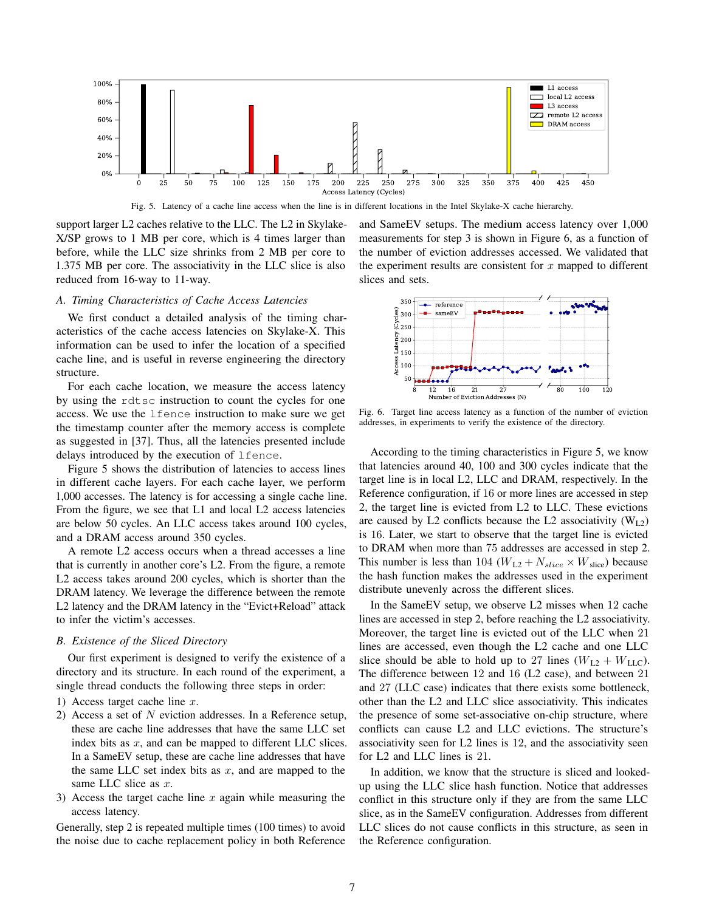Fig. 5. Latency of a cache line access when the line is in different locations in the Intel Skylake-X cache hierarchy.

support larger L2 caches relative to the LLC. The L2 in Skylake-X/SP grows to 1 MB per core, which is 4 times larger than before, while the LLC size shrinks from 2 MB per core to 1.375 MB per core. The associativity in the LLC slice is also reduced from 16-way to 11-way.

### *A. Timing Characteristics of Cache Access Latencies*

We first conduct a detailed analysis of the timing characteristics of the cache access latencies on Skylake-X. This information can be used to infer the location of a specified cache line, and is useful in reverse engineering the directory structure.

For each cache location, we measure the access latency by using the `rdtsc` instruction to count the cycles for one access. We use the `lfence` instruction to make sure we get the timestamp counter after the memory access is complete as suggested in [37]. Thus, all the latencies presented include delays introduced by the execution of `lfence`.

Figure 5 shows the distribution of latencies to access lines in different cache layers. For each cache layer, we perform 1,000 accesses. The latency is for accessing a single cache line. From the figure, we see that L1 and local L2 access latencies are below 50 cycles. An LLC access takes around 100 cycles, and a DRAM access around 350 cycles.

A remote L2 access occurs when a thread accesses a line that is currently in another core's L2. From the figure, a remote L2 access takes around 200 cycles, which is shorter than the DRAM latency. We leverage the difference between the remote L2 latency and the DRAM latency in the "Evict+Reload" attack to infer the victim's accesses.

### *B. Existence of the Sliced Directory*

Our first experiment is designed to verify the existence of a directory and its structure. In each round of the experiment, a single thread conducts the following three steps in order:

1) Access target cache line $x$.
2) Access a set of $N$ eviction addresses. In a Reference setup, these are cache line addresses that have the same LLC set index bits as $x$, and can be mapped to different LLC slices. In a SameEV setup, these are cache line addresses that have the same LLC set index bits as $x$, and are mapped to the same LLC slice as $x$.
3) Access the target cache line $x$ again while measuring the access latency.

Generally, step 2 is repeated multiple times (100 times) to avoid the noise due to cache replacement policy in both Reference and SameEV setups. The medium access latency over 1,000 measurements for step 3 is shown in Figure 6, as a function of the number of eviction addresses accessed. We validated that the experiment results are consistent for $x$ mapped to different slices and sets.

Fig. 6. Target line access latency as a function of the number of eviction addresses, in experiments to verify the existence of the directory.

According to the timing characteristics in Figure 5, we know that latencies around 40, 100 and 300 cycles indicate that the target line is in local L2, LLC and DRAM, respectively. In the Reference configuration, if 16 or more lines are accessed in step 2, the target line is evicted from L2 to LLC. These evictions are caused by L2 conflicts because the L2 associativity ($W_{\text{L2}}$) is 16. Later, we start to observe that the target line is evicted to DRAM when more than 75 addresses are accessed in step 2. This number is less than 104 ($W_{\text{L2}} + N_{slice} \times W_{\text{slice}}$) because the hash function makes the addresses used in the experiment distribute unevenly across the different slices.

In the SameEV setup, we observe L2 misses when 12 cache lines are accessed in step 2, before reaching the L2 associativity. Moreover, the target line is evicted out of the LLC when 21 lines are accessed, even though the L2 cache and one LLC slice should be able to hold up to 27 lines ($W_{\text{L2}} + W_{\text{LLC}}$). The difference between 12 and 16 (L2 case), and between 21 and 27 (LLC case) indicates that there exists some bottleneck, other than the L2 and LLC slice associativity. This indicates the presence of some set-associative on-chip structure, where conflicts can cause L2 and LLC evictions. The structure's associativity seen for L2 lines is 12, and the associativity seen for L2 and LLC lines is 21.

In addition, we know that the structure is sliced and looked-up using the LLC slice hash function. Notice that addresses conflict in this structure only if they are from the same LLC slice, as in the SameEV configuration. Addresses from different LLC slices do not cause conflicts in this structure, as seen in the Reference configuration.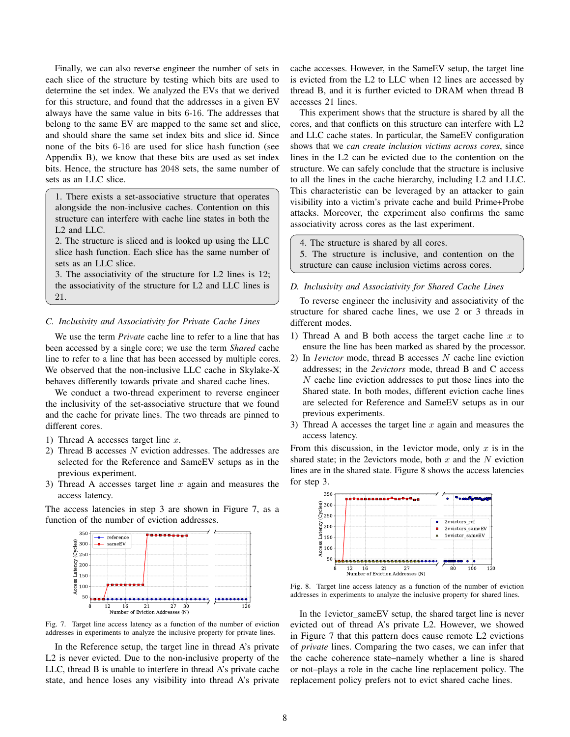Finally, we can also reverse engineer the number of sets in each slice of the structure by testing which bits are used to determine the set index. We analyzed the EVs that we derived for this structure, and found that the addresses in a given EV always have the same value in bits 6-16. The addresses that belong to the same EV are mapped to the same set and slice, and should share the same set index bits and slice id. Since none of the bits 6-16 are used for slice hash function (see Appendix B), we know that these bits are used as set index bits. Hence, the structure has 2048 sets, the same number of sets as an LLC slice.

> 1. There exists a set-associative structure that operates alongside the non-inclusive caches. Contention on this structure can interfere with cache line states in both the L2 and LLC.
> 2. The structure is sliced and is looked up using the LLC slice hash function. Each slice has the same number of sets as an LLC slice.
> 3. The associativity of the structure for L2 lines is 12; the associativity of the structure for L2 and LLC lines is 21.

### C. Inclusivity and Associativity for Private Cache Lines

We use the term *Private* cache line to refer to a line that has been accessed by a single core; we use the term *Shared* cache line to refer to a line that has been accessed by multiple cores. We observed that the non-inclusive LLC cache in Skylake-X behaves differently towards private and shared cache lines.

We conduct a two-thread experiment to reverse engineer the inclusivity of the set-associative structure that we found and the cache for private lines. The two threads are pinned to different cores.

1) Thread A accesses target line $x$.
2) Thread B accesses $N$ eviction addresses. The addresses are selected for the Reference and SameEV setups as in the previous experiment.
3) Thread A accesses target line $x$ again and measures the access latency.

The access latencies in step 3 are shown in Figure 7, as a function of the number of eviction addresses.

Fig. 7. Target line access latency as a function of the number of eviction addresses in experiments to analyze the inclusive property for private lines.

In the Reference setup, the target line in thread A's private L2 is never evicted. Due to the non-inclusive property of the LLC, thread B is unable to interfere in thread A's private cache state, and hence loses any visibility into thread A's private cache accesses. However, in the SameEV setup, the target line is evicted from the L2 to LLC when 12 lines are accessed by thread B, and it is further evicted to DRAM when thread B accesses 21 lines.

This experiment shows that the structure is shared by all the cores, and that conflicts on this structure can interfere with L2 and LLC cache states. In particular, the SameEV configuration shows that we *can create inclusion victims across cores*, since lines in the L2 can be evicted due to the contention on the structure. We can safely conclude that the structure is inclusive to all the lines in the cache hierarchy, including L2 and LLC. This characteristic can be leveraged by an attacker to gain visibility into a victim's private cache and build Prime+Probe attacks. Moreover, the experiment also confirms the same associativity across cores as the last experiment.

> 4. The structure is shared by all cores.
> 5. The structure is inclusive, and contention on the structure can cause inclusion victims across cores.

### D. Inclusivity and Associativity for Shared Cache Lines

To reverse engineer the inclusivity and associativity of the structure for shared cache lines, we use 2 or 3 threads in different modes.

1) Thread A and B both access the target cache line $x$ to ensure the line has been marked as shared by the processor.
2) In *1evictor* mode, thread B accesses $N$ cache line eviction addresses; in the *2evictors* mode, thread B and C access $N$ cache line eviction addresses to put those lines into the Shared state. In both modes, different eviction cache lines are selected for Reference and SameEV setups as in our previous experiments.
3) Thread A accesses the target line $x$ again and measures the access latency.

From this discussion, in the 1evictor mode, only $x$ is in the shared state; in the 2evictors mode, both $x$ and the $N$ eviction lines are in the shared state. Figure 8 shows the access latencies for step 3.

Fig. 8. Target line access latency as a function of the number of eviction addresses in experiments to analyze the inclusive property for shared lines.

In the 1evictor_sameEV setup, the shared target line is never evicted out of thread A's private L2. However, we showed in Figure 7 that this pattern does cause remote L2 evictions of *private* lines. Comparing the two cases, we can infer that the cache coherence state–namely whether a line is shared or not–plays a role in the cache line replacement policy. The replacement policy prefers not to evict shared cache lines.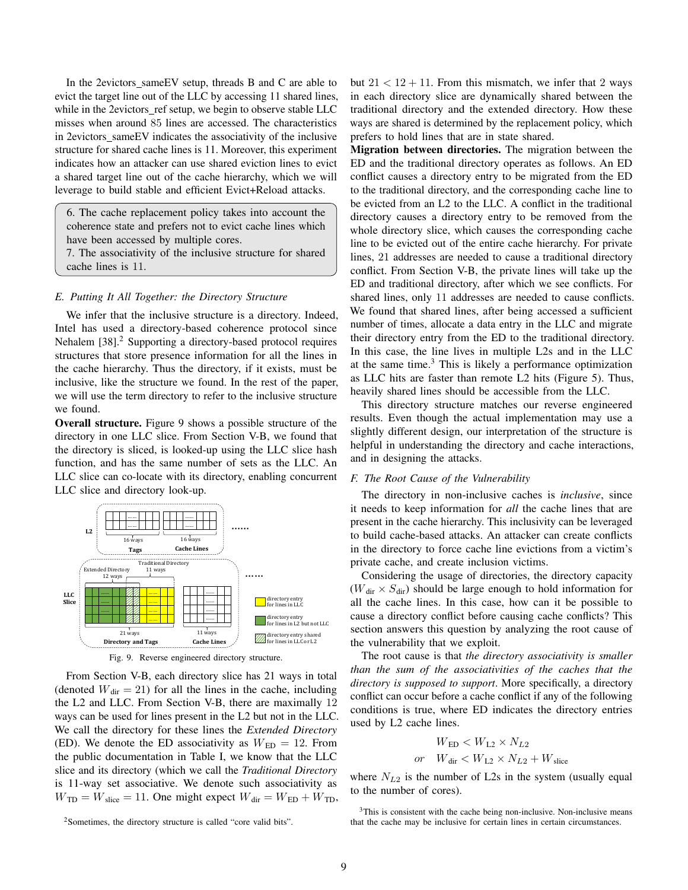In the 2evictors_sameEV setup, threads B and C are able to evict the target line out of the LLC by accessing 11 shared lines, while in the 2evictors_ref setup, we begin to observe stable LLC misses when around 85 lines are accessed. The characteristics in 2evictors_sameEV indicates the associativity of the inclusive structure for shared cache lines is 11. Moreover, this experiment indicates how an attacker can use shared eviction lines to evict a shared target line out of the cache hierarchy, which we will leverage to build stable and efficient Evict+Reload attacks.

> 6. The cache replacement policy takes into account the coherence state and prefers not to evict cache lines which have been accessed by multiple cores.
> 7. The associativity of the inclusive structure for shared cache lines is 11.

### E. Putting It All Together: the Directory Structure

We infer that the inclusive structure is a directory. Indeed, Intel has used a directory-based coherence protocol since Nehalem [38].[2] Supporting a directory-based protocol requires structures that store presence information for all the lines in the cache hierarchy. Thus the directory, if it exists, must be inclusive, like the structure we found. In the rest of the paper, we will use the term directory to refer to the inclusive structure we found.

**Overall structure.** Figure 9 shows a possible structure of the directory in one LLC slice. From Section V-B, we found that the directory is sliced, is looked-up using the LLC slice hash function, and has the same number of sets as the LLC. An LLC slice can co-locate with its directory, enabling concurrent LLC slice and directory look-up.

Fig. 9. Reverse engineered directory structure.

From Section V-B, each directory slice has 21 ways in total (denoted $W_{\text{dir}} = 21$) for all the lines in the cache, including the L2 and LLC. From Section V-B, there are maximally 12 ways can be used for lines present in the L2 but not in the LLC. We call the directory for these lines the *Extended Directory* (ED). We denote the ED associativity as $W_{\text{ED}} = 12$. From the public documentation in Table I, we know that the LLC slice and its directory (which we call the *Traditional Directory* is 11-way set associative. We denote such associativity as $W_{\text{TD}} = W_{\text{slice}} = 11$. One might expect $W_{\text{dir}} = W_{\text{ED}} + W_{\text{TD}}$, but $21 < 12 + 11$. From this mismatch, we infer that 2 ways in each directory slice are dynamically shared between the traditional directory and the extended directory. How these ways are shared is determined by the replacement policy, which prefers to hold lines that are in state shared.

**Migration between directories.** The migration between the ED and the traditional directory operates as follows. An ED conflict causes a directory entry to be migrated from the ED to the traditional directory, and the corresponding cache line to be evicted from an L2 to the LLC. A conflict in the traditional directory causes a directory entry to be removed from the whole directory slice, which causes the corresponding cache line to be evicted out of the entire cache hierarchy. For private lines, 21 addresses are needed to cause a traditional directory conflict. From Section V-B, the private lines will take up the ED and traditional directory, after which we see conflicts. For shared lines, only 11 addresses are needed to cause conflicts. We found that shared lines, after being accessed a sufficient number of times, allocate a data entry in the LLC and migrate their directory entry from the ED to the traditional directory. In this case, the line lives in multiple L2s and in the LLC at the same time.[3] This is likely a performance optimization as LLC hits are faster than remote L2 hits (Figure 5). Thus, heavily shared lines should be accessible from the LLC.

This directory structure matches our reverse engineered results. Even though the actual implementation may use a slightly different design, our interpretation of the structure is helpful in understanding the directory and cache interactions, and in designing the attacks.

### F. The Root Cause of the Vulnerability

The directory in non-inclusive caches is *inclusive*, since it needs to keep information for *all* the cache lines that are present in the cache hierarchy. This inclusivity can be leveraged to build cache-based attacks. An attacker can create conflicts in the directory to force cache line evictions from a victim's private cache, and create inclusion victims.

Considering the usage of directories, the directory capacity ($W_{\text{dir}} \times S_{\text{dir}}$) should be large enough to hold information for all the cache lines. In this case, how can it be possible to cause a directory conflict before causing cache conflicts? This section answers this question by analyzing the root cause of the vulnerability that we exploit.

The root cause is that *the directory associativity is smaller than the sum of the associativities of the caches that the directory is supposed to support*. More specifically, a directory conflict can occur before a cache conflict if any of the following conditions is true, where ED indicates the directory entries used by L2 cache lines.

$$
\begin{aligned}
& W_{\text{ED}} < W_{\text{L2}} \times N_{L2} \\
or \quad & W_{\text{dir}} < W_{\text{L2}} \times N_{L2} + W_{\text{slice}}
\end{aligned}
$$

where $N_{L2}$ is the number of L2s in the system (usually equal to the number of cores).

[2] Sometimes, the directory structure is called "core valid bits".

[3] This is consistent with the cache being non-inclusive. Non-inclusive means that the cache may be inclusive for certain lines in certain circumstances.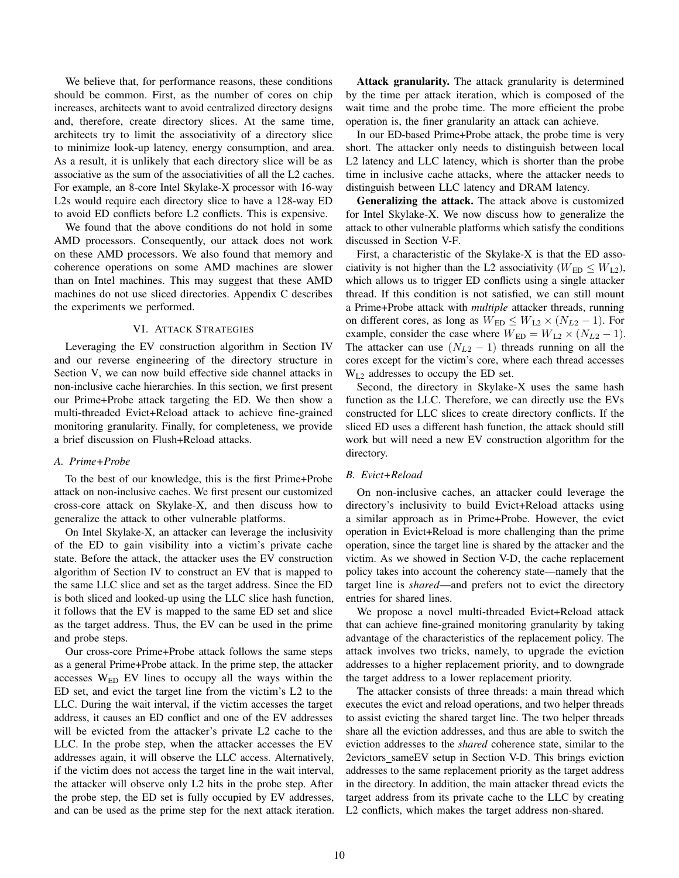We believe that, for performance reasons, these conditions should be common. First, as the number of cores on chip increases, architects want to avoid centralized directory designs and, therefore, create directory slices. At the same time, architects try to limit the associativity of a directory slice to minimize look-up latency, energy consumption, and area. As a result, it is unlikely that each directory slice will be as associative as the sum of the associativities of all the L2 caches. For example, an 8-core Intel Skylake-X processor with 16-way L2s would require each directory slice to have a 128-way ED to avoid ED conflicts before L2 conflicts. This is expensive.

We found that the above conditions do not hold in some AMD processors. Consequently, our attack does not work on these AMD processors. We also found that memory and coherence operations on some AMD machines are slower than on Intel machines. This may suggest that these AMD machines do not use sliced directories. Appendix C describes the experiments we performed.

## VI. Attack Strategies

Leveraging the EV construction algorithm in Section IV and our reverse engineering of the directory structure in Section V, we can now build effective side channel attacks in non-inclusive cache hierarchies. In this section, we first present our Prime+Probe attack targeting the ED. We then show a multi-threaded Evict+Reload attack to achieve fine-grained monitoring granularity. Finally, for completeness, we provide a brief discussion on Flush+Reload attacks.

### A. Prime+Probe

To the best of our knowledge, this is the first Prime+Probe attack on non-inclusive caches. We first present our customized cross-core attack on Skylake-X, and then discuss how to generalize the attack to other vulnerable platforms.

On Intel Skylake-X, an attacker can leverage the inclusivity of the ED to gain visibility into a victim's private cache state. Before the attack, the attacker uses the EV construction algorithm of Section IV to construct an EV that is mapped to the same LLC slice and set as the target address. Since the ED is both sliced and looked-up using the LLC slice hash function, it follows that the EV is mapped to the same ED set and slice as the target address. Thus, the EV can be used in the prime and probe steps.

Our cross-core Prime+Probe attack follows the same steps as a general Prime+Probe attack. In the prime step, the attacker accesses $W_{\text{ED}}$ EV lines to occupy all the ways within the ED set, and evict the target line from the victim's L2 to the LLC. During the wait interval, if the victim accesses the target address, it causes an ED conflict and one of the EV addresses will be evicted from the attacker's private L2 cache to the LLC. In the probe step, when the attacker accesses the EV addresses again, it will observe the LLC access. Alternatively, if the victim does not access the target line in the wait interval, the attacker will observe only L2 hits in the probe step. After the probe step, the ED set is fully occupied by EV addresses, and can be used as the prime step for the next attack iteration.

**Attack granularity.** The attack granularity is determined by the time per attack iteration, which is composed of the wait time and the probe time. The more efficient the probe operation is, the finer granularity an attack can achieve.

In our ED-based Prime+Probe attack, the probe time is very short. The attacker only needs to distinguish between local L2 latency and LLC latency, which is shorter than the probe time in inclusive cache attacks, where the attacker needs to distinguish between LLC latency and DRAM latency.

**Generalizing the attack.** The attack above is customized for Intel Skylake-X. We now discuss how to generalize the attack to other vulnerable platforms which satisfy the conditions discussed in Section V-F.

First, a characteristic of the Skylake-X is that the ED associativity is not higher than the L2 associativity ($W_{\text{ED}} \leq W_{\text{L2}}$), which allows us to trigger ED conflicts using a single attacker thread. If this condition is not satisfied, we can still mount a Prime+Probe attack with *multiple* attacker threads, running on different cores, as long as $W_{\text{ED}} \leq W_{\text{L2}} \times (N_{L2} - 1)$. For example, consider the case where $W_{\text{ED}} = W_{\text{L2}} \times (N_{L2} - 1)$. The attacker can use $(N_{L2} - 1)$ threads running on all the cores except for the victim's core, where each thread accesses $W_{\text{L2}}$ addresses to occupy the ED set.

Second, the directory in Skylake-X uses the same hash function as the LLC. Therefore, we can directly use the EVs constructed for LLC slices to create directory conflicts. If the sliced ED uses a different hash function, the attack should still work but will need a new EV construction algorithm for the directory.

### B. Evict+Reload

On non-inclusive caches, an attacker could leverage the directory's inclusivity to build Evict+Reload attacks using a similar approach as in Prime+Probe. However, the evict operation in Evict+Reload is more challenging than the prime operation, since the target line is shared by the attacker and the victim. As we showed in Section V-D, the cache replacement policy takes into account the coherency state—namely that the target line is *shared*—and prefers not to evict the directory entries for shared lines.

We propose a novel multi-threaded Evict+Reload attack that can achieve fine-grained monitoring granularity by taking advantage of the characteristics of the replacement policy. The attack involves two tricks, namely, to upgrade the eviction addresses to a higher replacement priority, and to downgrade the target address to a lower replacement priority.

The attacker consists of three threads: a main thread which executes the evict and reload operations, and two helper threads to assist evicting the shared target line. The two helper threads share all the eviction addresses, and thus are able to switch the eviction addresses to the *shared* coherence state, similar to the 2evictors_sameEV setup in Section V-D. This brings eviction addresses to the same replacement priority as the target address in the directory. In addition, the main attacker thread evicts the target address from its private cache to the LLC by creating L2 conflicts, which makes the target address non-shared.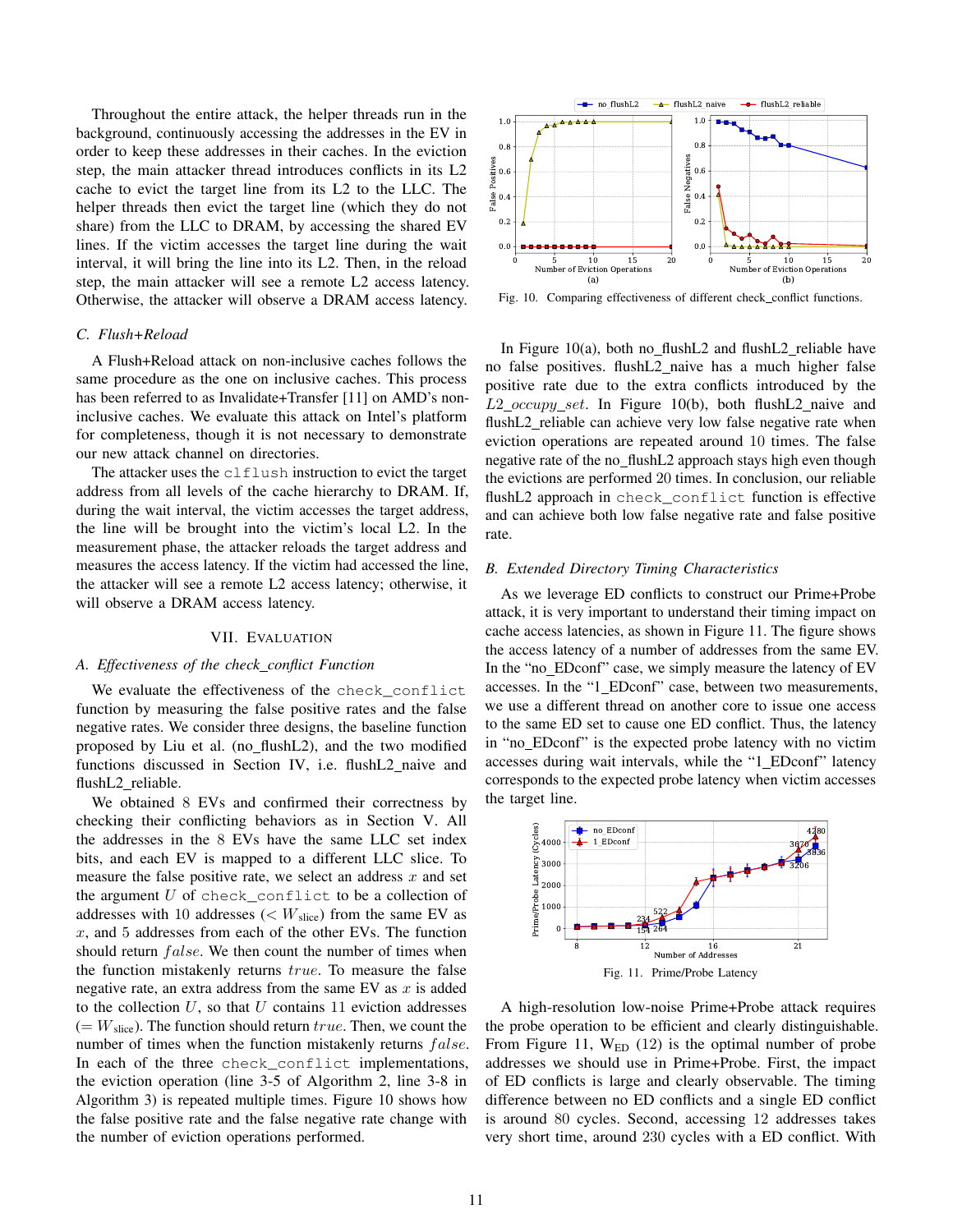Throughout the entire attack, the helper threads run in the background, continuously accessing the addresses in the EV in order to keep these addresses in their caches. In the eviction step, the main attacker thread introduces conflicts in its L2 cache to evict the target line from its L2 to the LLC. The helper threads then evict the target line (which they do not share) from the LLC to DRAM, by accessing the shared EV lines. If the victim accesses the target line during the wait interval, it will bring the line into its L2. Then, in the reload step, the main attacker will see a remote L2 access latency. Otherwise, the attacker will observe a DRAM access latency.

### C. Flush+Reload

A Flush+Reload attack on non-inclusive caches follows the same procedure as the one on inclusive caches. This process has been referred to as Invalidate+Transfer [11] on AMD's non-inclusive caches. We evaluate this attack on Intel's platform for completeness, though it is not necessary to demonstrate our new attack channel on directories.

The attacker uses the `clflush` instruction to evict the target address from all levels of the cache hierarchy to DRAM. If, during the wait interval, the victim accesses the target address, the line will be brought into the victim's local L2. In the measurement phase, the attacker reloads the target address and measures the access latency. If the victim had accessed the line, the attacker will see a remote L2 access latency; otherwise, it will observe a DRAM access latency.

## VII. Evaluation

### A. Effectiveness of the check_conflict Function

We evaluate the effectiveness of the `check_conflict` function by measuring the false positive rates and the false negative rates. We consider three designs, the baseline function proposed by Liu et al. (no_flushL2), and the two modified functions discussed in Section IV, i.e. flushL2_naive and flushL2_reliable.

We obtained 8 EVs and confirmed their correctness by checking their conflicting behaviors as in Section V. All the addresses in the 8 EVs have the same LLC set index bits, and each EV is mapped to a different LLC slice. To measure the false positive rate, we select an address $x$ and set the argument $U$ of `check_conflict` to be a collection of addresses with 10 addresses ($< W_{\text{slice}}$) from the same EV as $x$, and 5 addresses from each of the other EVs. The function should return $false$. We then count the number of times when the function mistakenly returns $true$. To measure the false negative rate, an extra address from the same EV as $x$ is added to the collection $U$, so that $U$ contains 11 eviction addresses ($= W_{\text{slice}}$). The function should return $true$. Then, we count the number of times when the function mistakenly returns $false$. In each of the three `check_conflict` implementations, the eviction operation (line 3-5 of Algorithm 2, line 3-8 in Algorithm 3) is repeated multiple times. Figure 10 shows how the false positive rate and the false negative rate change with the number of eviction operations performed.

Fig. 10. Comparing effectiveness of different check_conflict functions.

In Figure 10(a), both no_flushL2 and flushL2_reliable have no false positives. flushL2_naive has a much higher false positive rate due to the extra conflicts introduced by the *L2_occupy_set*. In Figure 10(b), both flushL2_naive and flushL2_reliable can achieve very low false negative rate when eviction operations are repeated around 10 times. The false negative rate of the no_flushL2 approach stays high even though the evictions are performed 20 times. In conclusion, our reliable flushL2 approach in `check_conflict` function is effective and can achieve both low false negative rate and false positive rate.

### B. Extended Directory Timing Characteristics

As we leverage ED conflicts to construct our Prime+Probe attack, it is very important to understand their timing impact on cache access latencies, as shown in Figure 11. The figure shows the access latency of a number of addresses from the same EV. In the "no_EDconf" case, we simply measure the latency of EV accesses. In the "1_EDconf" case, between two measurements, we use a different thread on another core to issue one access to the same ED set to cause one ED conflict. Thus, the latency in "no_EDconf" is the expected probe latency with no victim accesses during wait intervals, while the "1_EDconf" latency corresponds to the expected probe latency when victim accesses the target line.

Fig. 11. Prime/Probe Latency

A high-resolution low-noise Prime+Probe attack requires the probe operation to be efficient and clearly distinguishable. From Figure 11, $W_{ED}$ (12) is the optimal number of probe addresses we should use in Prime+Probe. First, the impact of ED conflicts is large and clearly observable. The timing difference between no ED conflicts and a single ED conflict is around 80 cycles. Second, accessing 12 addresses takes very short time, around 230 cycles with a ED conflict. With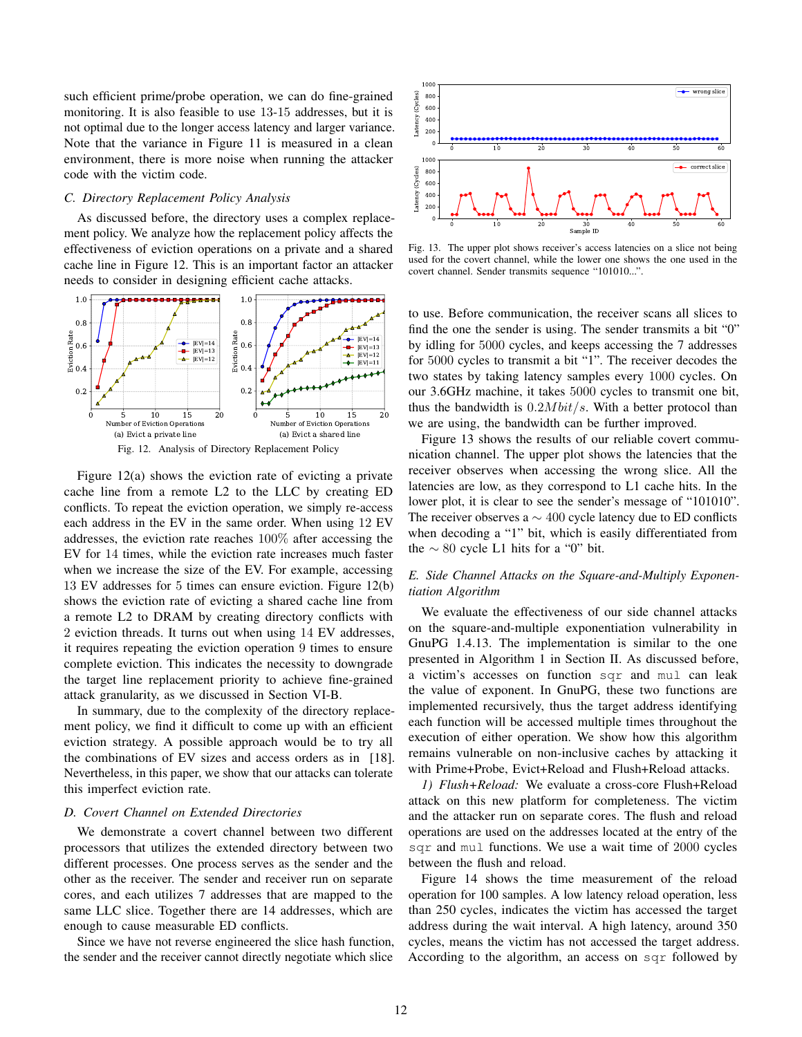such efficient prime/probe operation, we can do fine-grained monitoring. It is also feasible to use 13-15 addresses, but it is not optimal due to the longer access latency and larger variance. Note that the variance in Figure 11 is measured in a clean environment, there is more noise when running the attacker code with the victim code.

### C. Directory Replacement Policy Analysis

As discussed before, the directory uses a complex replacement policy. We analyze how the replacement policy affects the effectiveness of eviction operations on a private and a shared cache line in Figure 12. This is an important factor an attacker needs to consider in designing efficient cache attacks.

Fig. 12. Analysis of Directory Replacement Policy

Figure 12(a) shows the eviction rate of evicting a private cache line from a remote L2 to the LLC by creating ED conflicts. To repeat the eviction operation, we simply re-access each address in the EV in the same order. When using 12 EV addresses, the eviction rate reaches 100% after accessing the EV for 14 times, while the eviction rate increases much faster when we increase the size of the EV. For example, accessing 13 EV addresses for 5 times can ensure eviction. Figure 12(b) shows the eviction rate of evicting a shared cache line from a remote L2 to DRAM by creating directory conflicts with 2 eviction threads. It turns out when using 14 EV addresses, it requires repeating the eviction operation 9 times to ensure complete eviction. This indicates the necessity to downgrade the target line replacement priority to achieve fine-grained attack granularity, as we discussed in Section VI-B.

In summary, due to the complexity of the directory replacement policy, we find it difficult to come up with an efficient eviction strategy. A possible approach would be to try all the combinations of EV sizes and access orders as in [18]. Nevertheless, in this paper, we show that our attacks can tolerate this imperfect eviction rate.

### D. Covert Channel on Extended Directories

We demonstrate a covert channel between two different processors that utilizes the extended directory between two different processes. One process serves as the sender and the other as the receiver. The sender and receiver run on separate cores, and each utilizes 7 addresses that are mapped to the same LLC slice. Together there are 14 addresses, which are enough to cause measurable ED conflicts.

Since we have not reverse engineered the slice hash function, the sender and the receiver cannot directly negotiate which slice to use. Before communication, the receiver scans all slices to find the one the sender is using. The sender transmits a bit "0" by idling for 5000 cycles, and keeps accessing the 7 addresses for 5000 cycles to transmit a bit "1". The receiver decodes the two states by taking latency samples every 1000 cycles. On our 3.6GHz machine, it takes 5000 cycles to transmit one bit, thus the bandwidth is $0.2Mbit/s$. With a better protocol than we are using, the bandwidth can be further improved.

Fig. 13. The upper plot shows receiver's access latencies on a slice not being used for the covert channel, while the lower one shows the one used in the covert channel. Sender transmits sequence "101010...".

Figure 13 shows the results of our reliable covert communication channel. The upper plot shows the latencies that the receiver observes when accessing the wrong slice. All the latencies are low, as they correspond to L1 cache hits. In the lower plot, it is clear to see the sender's message of "101010". The receiver observes a $\sim 400$ cycle latency due to ED conflicts when decoding a "1" bit, which is easily differentiated from the $\sim 80$ cycle L1 hits for a "0" bit.

### E. Side Channel Attacks on the Square-and-Multiply Exponentiation Algorithm

We evaluate the effectiveness of our side channel attacks on the square-and-multiple exponentiation vulnerability in GnuPG 1.4.13. The implementation is similar to the one presented in Algorithm 1 in Section II. As discussed before, a victim's accesses on function `sqr` and `mul` can leak the value of exponent. In GnuPG, these two functions are implemented recursively, thus the target address identifying each function will be accessed multiple times throughout the execution of either operation. We show how this algorithm remains vulnerable on non-inclusive caches by attacking it with Prime+Probe, Evict+Reload and Flush+Reload attacks.

*1) Flush+Reload:* We evaluate a cross-core Flush+Reload attack on this new platform for completeness. The victim and the attacker run on separate cores. The flush and reload operations are used on the addresses located at the entry of the `sqr` and `mul` functions. We use a wait time of 2000 cycles between the flush and reload.

Figure 14 shows the time measurement of the reload operation for 100 samples. A low latency reload operation, less than 250 cycles, indicates the victim has accessed the target address during the wait interval. A high latency, around 350 cycles, means the victim has not accessed the target address. According to the algorithm, an access on `sqr` followed by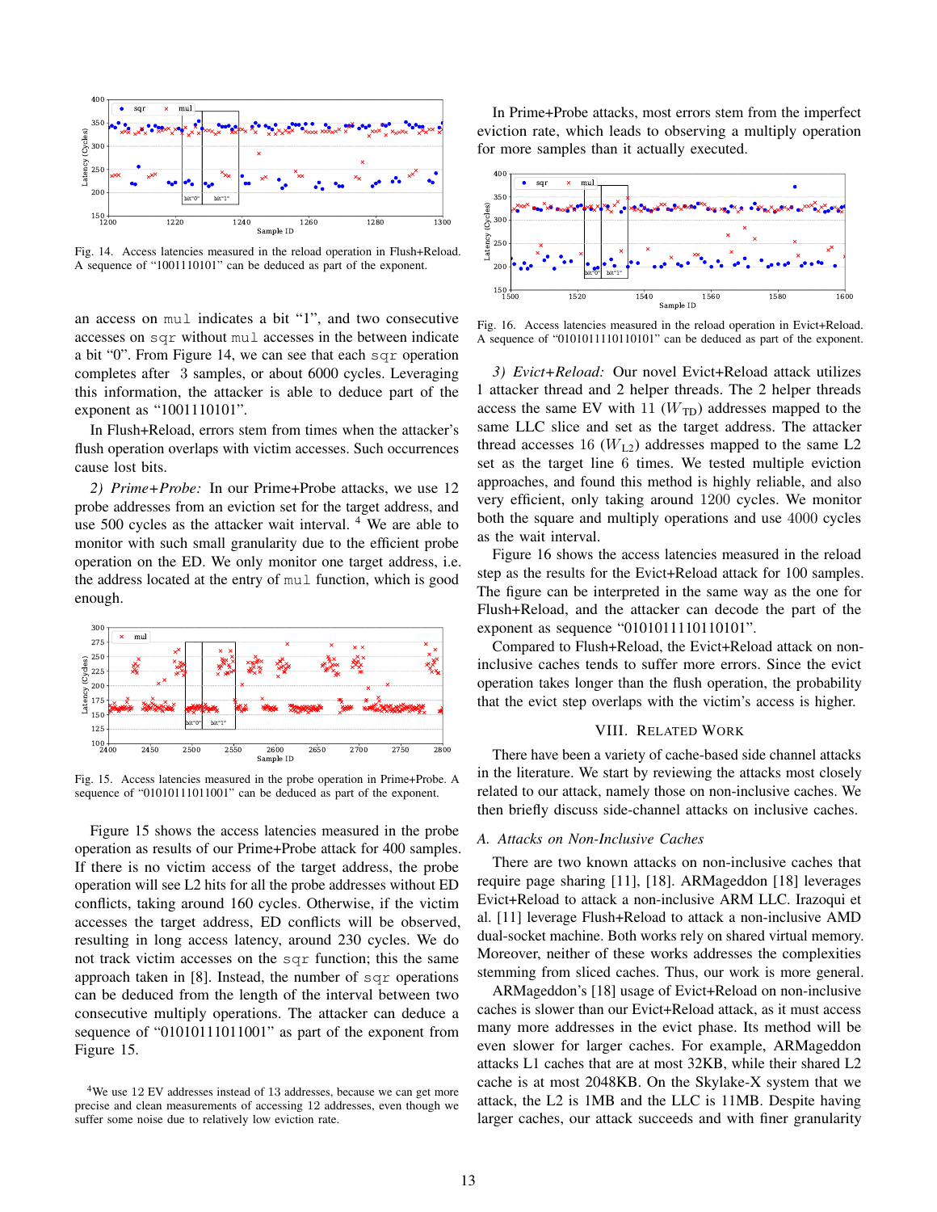Fig. 14. Access latencies measured in the reload operation in Flush+Reload. A sequence of "1001110101" can be deduced as part of the exponent.

an access on `mul` indicates a bit "1", and two consecutive accesses on `sqr` without `mul` accesses in the between indicate a bit "0". From Figure 14, we can see that each `sqr` operation completes after 3 samples, or about 6000 cycles. Leveraging this information, the attacker is able to deduce part of the exponent as "1001110101".

In Flush+Reload, errors stem from times when the attacker's flush operation overlaps with victim accesses. Such occurrences cause lost bits.

*2) Prime+Probe:* In our Prime+Probe attacks, we use 12 probe addresses from an eviction set for the target address, and use 500 cycles as the attacker wait interval. [4] We are able to monitor with such small granularity due to the efficient probe operation on the ED. We only monitor one target address, i.e. the address located at the entry of `mul` function, which is good enough.

Fig. 15. Access latencies measured in the probe operation in Prime+Probe. A sequence of "01010111011001" can be deduced as part of the exponent.

Figure 15 shows the access latencies measured in the probe operation as results of our Prime+Probe attack for 400 samples. If there is no victim access of the target address, the probe operation will see L2 hits for all the probe addresses without ED conflicts, taking around 160 cycles. Otherwise, if the victim accesses the target address, ED conflicts will be observed, resulting in long access latency, around 230 cycles. We do not track victim accesses on the `sqr` function; this the same approach taken in [8]. Instead, the number of `sqr` operations can be deduced from the length of the interval between two consecutive multiply operations. The attacker can deduce a sequence of "01010111011001" as part of the exponent from Figure 15.

[4] We use 12 EV addresses instead of 13 addresses, because we can get more precise and clean measurements of accessing 12 addresses, even though we suffer some noise due to relatively low eviction rate.

In Prime+Probe attacks, most errors stem from the imperfect eviction rate, which leads to observing a multiply operation for more samples than it actually executed.

Fig. 16. Access latencies measured in the reload operation in Evict+Reload. A sequence of "0101011110110101" can be deduced as part of the exponent.

*3) Evict+Reload:* Our novel Evict+Reload attack utilizes 1 attacker thread and 2 helper threads. The 2 helper threads access the same EV with 11 ($W_{\text{TD}}$) addresses mapped to the same LLC slice and set as the target address. The attacker thread accesses 16 ($W_{\text{L2}}$) addresses mapped to the same L2 set as the target line 6 times. We tested multiple eviction approaches, and found this method is highly reliable, and also very efficient, only taking around 1200 cycles. We monitor both the square and multiply operations and use 4000 cycles as the wait interval.

Figure 16 shows the access latencies measured in the reload step as the results for the Evict+Reload attack for 100 samples. The figure can be interpreted in the same way as the one for Flush+Reload, and the attacker can decode the part of the exponent as sequence "0101011110110101".

Compared to Flush+Reload, the Evict+Reload attack on non-inclusive caches tends to suffer more errors. Since the evict operation takes longer than the flush operation, the probability that the evict step overlaps with the victim's access is higher.

## VIII. Related Work

There have been a variety of cache-based side channel attacks in the literature. We start by reviewing the attacks most closely related to our attack, namely those on non-inclusive caches. We then briefly discuss side-channel attacks on inclusive caches.

### A. Attacks on Non-Inclusive Caches

There are two known attacks on non-inclusive caches that require page sharing [11], [18]. ARMageddon [18] leverages Evict+Reload to attack a non-inclusive ARM LLC. Irazoqui et al. [11] leverage Flush+Reload to attack a non-inclusive AMD dual-socket machine. Both works rely on shared virtual memory. Moreover, neither of these works addresses the complexities stemming from sliced caches. Thus, our work is more general.

ARMageddon's [18] usage of Evict+Reload on non-inclusive caches is slower than our Evict+Reload attack, as it must access many more addresses in the evict phase. Its method will be even slower for larger caches. For example, ARMageddon attacks L1 caches that are at most 32KB, while their shared L2 cache is at most 2048KB. On the Skylake-X system that we attack, the L2 is 1MB and the LLC is 11MB. Despite having larger caches, our attack succeeds and with finer granularity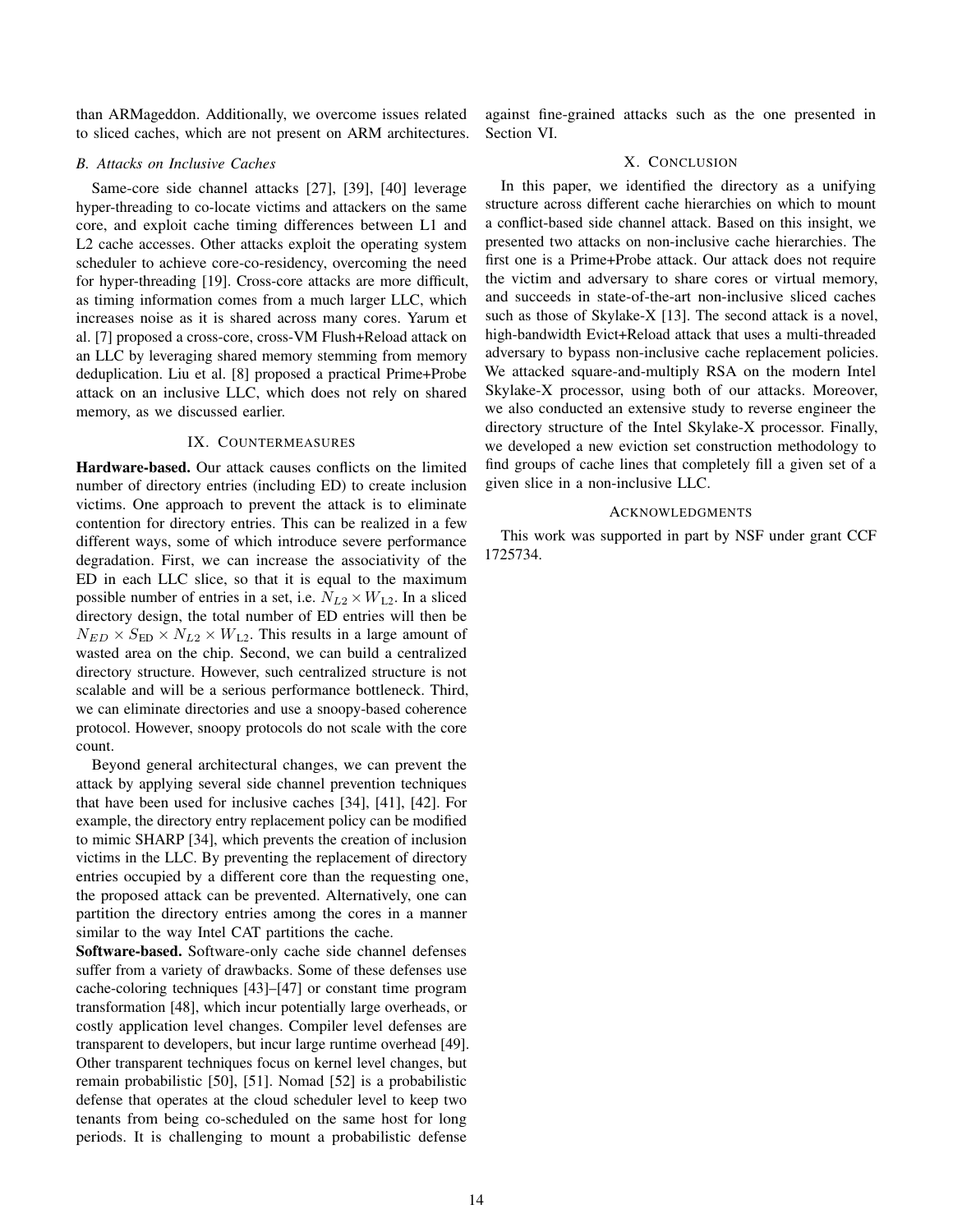than ARMageddon. Additionally, we overcome issues related to sliced caches, which are not present on ARM architectures.

### B. Attacks on Inclusive Caches

Same-core side channel attacks [27], [39], [40] leverage hyper-threading to co-locate victims and attackers on the same core, and exploit cache timing differences between L1 and L2 cache accesses. Other attacks exploit the operating system scheduler to achieve core-co-residency, overcoming the need for hyper-threading [19]. Cross-core attacks are more difficult, as timing information comes from a much larger LLC, which increases noise as it is shared across many cores. Yarum et al. [7] proposed a cross-core, cross-VM Flush+Reload attack on an LLC by leveraging shared memory stemming from memory deduplication. Liu et al. [8] proposed a practical Prime+Probe attack on an inclusive LLC, which does not rely on shared memory, as we discussed earlier.

## IX. Countermeasures

**Hardware-based.** Our attack causes conflicts on the limited number of directory entries (including ED) to create inclusion victims. One approach to prevent the attack is to eliminate contention for directory entries. This can be realized in a few different ways, some of which introduce severe performance degradation. First, we can increase the associativity of the ED in each LLC slice, so that it is equal to the maximum possible number of entries in a set, i.e. $N_{L2} \times W_{\text{L2}}$. In a sliced directory design, the total number of ED entries will then be $N_{ED} \times S_{\text{ED}} \times N_{L2} \times W_{\text{L2}}$. This results in a large amount of wasted area on the chip. Second, we can build a centralized directory structure. However, such centralized structure is not scalable and will be a serious performance bottleneck. Third, we can eliminate directories and use a snoopy-based coherence protocol. However, snoopy protocols do not scale with the core count.

Beyond general architectural changes, we can prevent the attack by applying several side channel prevention techniques that have been used for inclusive caches [34], [41], [42]. For example, the directory entry replacement policy can be modified to mimic SHARP [34], which prevents the creation of inclusion victims in the LLC. By preventing the replacement of directory entries occupied by a different core than the requesting one, the proposed attack can be prevented. Alternatively, one can partition the directory entries among the cores in a manner similar to the way Intel CAT partitions the cache.

**Software-based.** Software-only cache side channel defenses suffer from a variety of drawbacks. Some of these defenses use cache-coloring techniques [43]–[47] or constant time program transformation [48], which incur potentially large overheads, or costly application level changes. Compiler level defenses are transparent to developers, but incur large runtime overhead [49]. Other transparent techniques focus on kernel level changes, but remain probabilistic [50], [51]. Nomad [52] is a probabilistic defense that operates at the cloud scheduler level to keep two tenants from being co-scheduled on the same host for long periods. It is challenging to mount a probabilistic defense against fine-grained attacks such as the one presented in Section VI.

## X. Conclusion

In this paper, we identified the directory as a unifying structure across different cache hierarchies on which to mount a conflict-based side channel attack. Based on this insight, we presented two attacks on non-inclusive cache hierarchies. The first one is a Prime+Probe attack. Our attack does not require the victim and adversary to share cores or virtual memory, and succeeds in state-of-the-art non-inclusive sliced caches such as those of Skylake-X [13]. The second attack is a novel, high-bandwidth Evict+Reload attack that uses a multi-threaded adversary to bypass non-inclusive cache replacement policies. We attacked square-and-multiply RSA on the modern Intel Skylake-X processor, using both of our attacks. Moreover, we also conducted an extensive study to reverse engineer the directory structure of the Intel Skylake-X processor. Finally, we developed a new eviction set construction methodology to find groups of cache lines that completely fill a given set of a given slice in a non-inclusive LLC.

## Acknowledgments

This work was supported in part by NSF under grant CCF 1725734.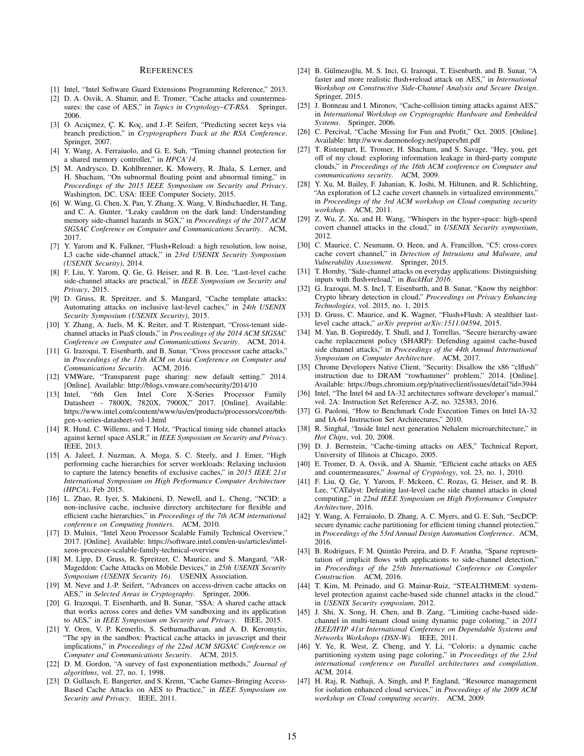## References

[1] Intel, "Intel Software Guard Extensions Programming Reference," 2013.

[2] D. A. Osvik, A. Shamir, and E. Tromer, "Cache attacks and countermeasures: the case of AES," in *Topics in Cryptology–CT-RSA*. Springer, 2006.

[3] O. Aciiçmez, Ç. K. Koç, and J.-P. Seifert, "Predicting secret keys via branch prediction," in *Cryptographers Track at the RSA Conference*. Springer, 2007.

[4] Y. Wang, A. Ferraiuolo, and G. E. Suh, "Timing channel protection for a shared memory controller," in *HPCA'14*.

[5] M. Andrysco, D. Kohlbrenner, K. Mowery, R. Jhala, S. Lerner, and H. Shacham, "On subnormal floating point and abnormal timing," in *Proceedings of the 2015 IEEE Symposium on Security and Privacy*. Washington, DC, USA: IEEE Computer Society, 2015.

[6] W. Wang, G. Chen, X. Pan, Y. Zhang, X. Wang, V. Bindschaedler, H. Tang, and C. A. Gunter, "Leaky cauldron on the dark land: Understanding memory side-channel hazards in SGX," in *Proceedings of the 2017 ACM SIGSAC Conference on Computer and Communications Security*. ACM, 2017.

[7] Y. Yarom and K. Falkner, "Flush+Reload: a high resolution, low noise, L3 cache side-channel attack," in *23rd USENIX Security Symposium (USENIX Security)*, 2014.

[8] F. Liu, Y. Yarom, Q. Ge, G. Heiser, and R. B. Lee, "Last-level cache side-channel attacks are practical," in *IEEE Symposium on Security and Privacy*, 2015.

[9] D. Gruss, R. Spreitzer, and S. Mangard, "Cache template attacks: Automating attacks on inclusive last-level caches," in *24th USENIX Security Symposium (USENIX Security)*, 2015.

[10] Y. Zhang, A. Juels, M. K. Reiter, and T. Ristenpart, "Cross-tenant side-channel attacks in PaaS clouds," in *Proceedings of the 2014 ACM SIGSAC Conference on Computer and Communications Security*. ACM, 2014.

[11] G. Irazoqui, T. Eisenbarth, and B. Sunar, "Cross processor cache attacks," in *Proceedings of the 11th ACM on Asia Conference on Computer and Communications Security*. ACM, 2016.

[12] VMWare, "Transparent page sharing: new default setting." 2014. [Online]. Available: http://blogs.vmware.com/security/2014/10

[13] Intel, "6th Gen Intel Core X-Series Processor Family Datasheet - 7800X, 7820X, 7900X," 2017. [Online]. Available: https://www.intel.com/content/www/us/en/products/processors/core/6th-gen-x-series-datasheet-vol-1.html

[14] R. Hund, C. Willems, and T. Holz, "Practical timing side channel attacks against kernel space ASLR," in *IEEE Symposium on Security and Privacy*. IEEE, 2013.

[15] A. Jaleel, J. Nuzman, A. Moga, S. C. Steely, and J. Emer, "High performing cache hierarchies for server workloads: Relaxing inclusion to capture the latency benefits of exclusive caches," in *2015 IEEE 21st International Symposium on High Performance Computer Architecture (HPCA)*, Feb 2015.

[16] L. Zhao, R. Iyer, S. Makineni, D. Newell, and L. Cheng, "NCID: a non-inclusive cache, inclusive directory architecture for flexible and efficient cache hierarchies," in *Proceedings of the 7th ACM international conference on Computing frontiers*. ACM, 2010.

[17] D. Mulnix, "Intel Xeon Processor Scalable Family Technical Overview," 2017. [Online]. Available: https://software.intel.com/en-us/articles/intel-xeon-processor-scalable-family-technical-overview

[18] M. Lipp, D. Gruss, R. Spreitzer, C. Maurice, and S. Mangard, "ARMageddon: Cache Attacks on Mobile Devices," in *25th USENIX Security Symposium (USENIX Security 16)*. USENIX Association.

[19] M. Neve and J.-P. Seifert, "Advances on access-driven cache attacks on AES," in *Selected Areas in Cryptography*. Springer, 2006.

[20] G. Irazoqui, T. Eisenbarth, and B. Sunar, "S$A: A shared cache attack that works across cores and defies VM sandboxing and its application to AES," in *IEEE Symposium on Security and Privacy*. IEEE, 2015.

[21] Y. Oren, V. P. Kemerlis, S. Sethumadhavan, and A. D. Keromytis, "The spy in the sandbox: Practical cache attacks in javascript and their implications," in *Proceedings of the 22nd ACM SIGSAC Conference on Computer and Communications Security*. ACM, 2015.

[22] D. M. Gordon, "A survey of fast exponentiation methods," *Journal of algorithms*, vol. 27, no. 1, 1998.

[23] D. Gullasch, E. Bangerter, and S. Krenn, "Cache Games–Bringing Access-Based Cache Attacks on AES to Practice," in *IEEE Symposium on Security and Privacy*. IEEE, 2011.

[24] B. Gülmezoğlu, M. S. Inci, G. Irazoqui, T. Eisenbarth, and B. Sunar, "A faster and more realistic flush+reload attack on AES," in *International Workshop on Constructive Side-Channel Analysis and Secure Design*. Springer, 2015.

[25] J. Bonneau and I. Mironov, "Cache-collision timing attacks against AES," in *International Workshop on Cryptographic Hardware and Embedded Systems*. Springer, 2006.

[26] C. Percival, "Cache Missing for Fun and Profit," Oct. 2005. [Online]. Available: http://www.daemonology.net/papers/htt.pdf

[27] T. Ristenpart, E. Tromer, H. Shacham, and S. Savage, "Hey, you, get off of my cloud: exploring information leakage in third-party compute clouds," in *Proceedings of the 16th ACM conference on Computer and communications security*. ACM, 2009.

[28] Y. Xu, M. Bailey, F. Jahanian, K. Joshi, M. Hiltunen, and R. Schlichting, "An exploration of L2 cache covert channels in virtualized environments," in *Proceedings of the 3rd ACM workshop on Cloud computing security workshop*. ACM, 2011.

[29] Z. Wu, Z. Xu, and H. Wang, "Whispers in the hyper-space: high-speed covert channel attacks in the cloud," in *USENIX Security symposium*, 2012.

[30] C. Maurice, C. Neumann, O. Heen, and A. Francillon, "C5: cross-cores cache covert channel," in *Detection of Intrusions and Malware, and Vulnerability Assessment*. Springer, 2015.

[31] T. Hornby, "Side-channel attacks on everyday applications: Distinguishing inputs with flush+reload," in *BackHat 2016*.

[32] G. Irazoqui, M. S. IncI, T. Eisenbarth, and B. Sunar, "Know thy neighbor: Crypto library detection in cloud," *Proceedings on Privacy Enhancing Technologies*, vol. 2015, no. 1, 2015.

[33] D. Gruss, C. Maurice, and K. Wagner, "Flush+Flush: A stealthier last-level cache attack," *arXiv preprint arXiv:1511.04594*, 2015.

[34] M. Yan, B. Gopireddy, T. Shull, and J. Torrellas, "Secure hierarchy-aware cache replacement policy (SHARP): Defending against cache-based side channel attacks," in *Proceedings of the 44th Annual International Symposium on Computer Architecture*. ACM, 2017.

[35] Chrome Developers Native Client, "Security: Disallow the x86 "clflush" instruction due to DRAM "rowhammer" problem," 2014. [Online]. Available: https://bugs.chromium.org/p/nativeclient/issues/detail?id=3944

[36] Intel, "The Intel 64 and IA-32 architectures software developer's manual," vol. 2A: Instruction Set Reference A-Z, no. 325383, 2016.

[37] G. Paoloni, "How to Benchmark Code Execution Times on Intel IA-32 and IA-64 Instruction Set Architectures," 2010.

[38] R. Singhal, "Inside Intel next generation Nehalem microarchitecture," in *Hot Chips*, vol. 20, 2008.

[39] D. J. Bernstein, "Cache-timing attacks on AES," Technical Report, University of Illinois at Chicago, 2005.

[40] E. Tromer, D. A. Osvik, and A. Shamir, "Efficient cache attacks on AES and countermeasures," *Journal of Cryptology*, vol. 23, no. 1, 2010.

[41] F. Liu, Q. Ge, Y. Yarom, F. Mckeen, C. Rozas, G. Heiser, and R. B. Lee, "CATalyst: Defeating last-level cache side channel attacks in cloud computing," in *22nd IEEE Symposium on High Performance Computer Architecture*, 2016.

[42] Y. Wang, A. Ferraiuolo, D. Zhang, A. C. Myers, and G. E. Suh, "SecDCP: secure dynamic cache partitioning for efficient timing channel protection," in *Proceedings of the 53rd Annual Design Automation Conference*. ACM, 2016.

[43] B. Rodrigues, F. M. Quintão Pereira, and D. F. Aranha, "Sparse representation of implicit flows with applications to side-channel detection," in *Proceedings of the 25th International Conference on Compiler Construction*. ACM, 2016.

[44] T. Kim, M. Peinado, and G. Mainar-Ruiz, "STEALTHMEM: system-level protection against cache-based side channel attacks in the cloud," in *USENIX Security symposium*, 2012.

[45] J. Shi, X. Song, H. Chen, and B. Zang, "Limiting cache-based side-channel in multi-tenant cloud using dynamic page coloring," in *2011 IEEE/IFIP 41st International Conference on Dependable Systems and Networks Workshops (DSN-W)*. IEEE, 2011.

[46] Y. Ye, R. West, Z. Cheng, and Y. Li, "Coloris: a dynamic cache partitioning system using page coloring," in *Proceedings of the 23rd international conference on Parallel architectures and compilation*. ACM, 2014.

[47] H. Raj, R. Nathuji, A. Singh, and P. England, "Resource management for isolation enhanced cloud services," in *Proceedings of the 2009 ACM workshop on Cloud computing security*. ACM, 2009.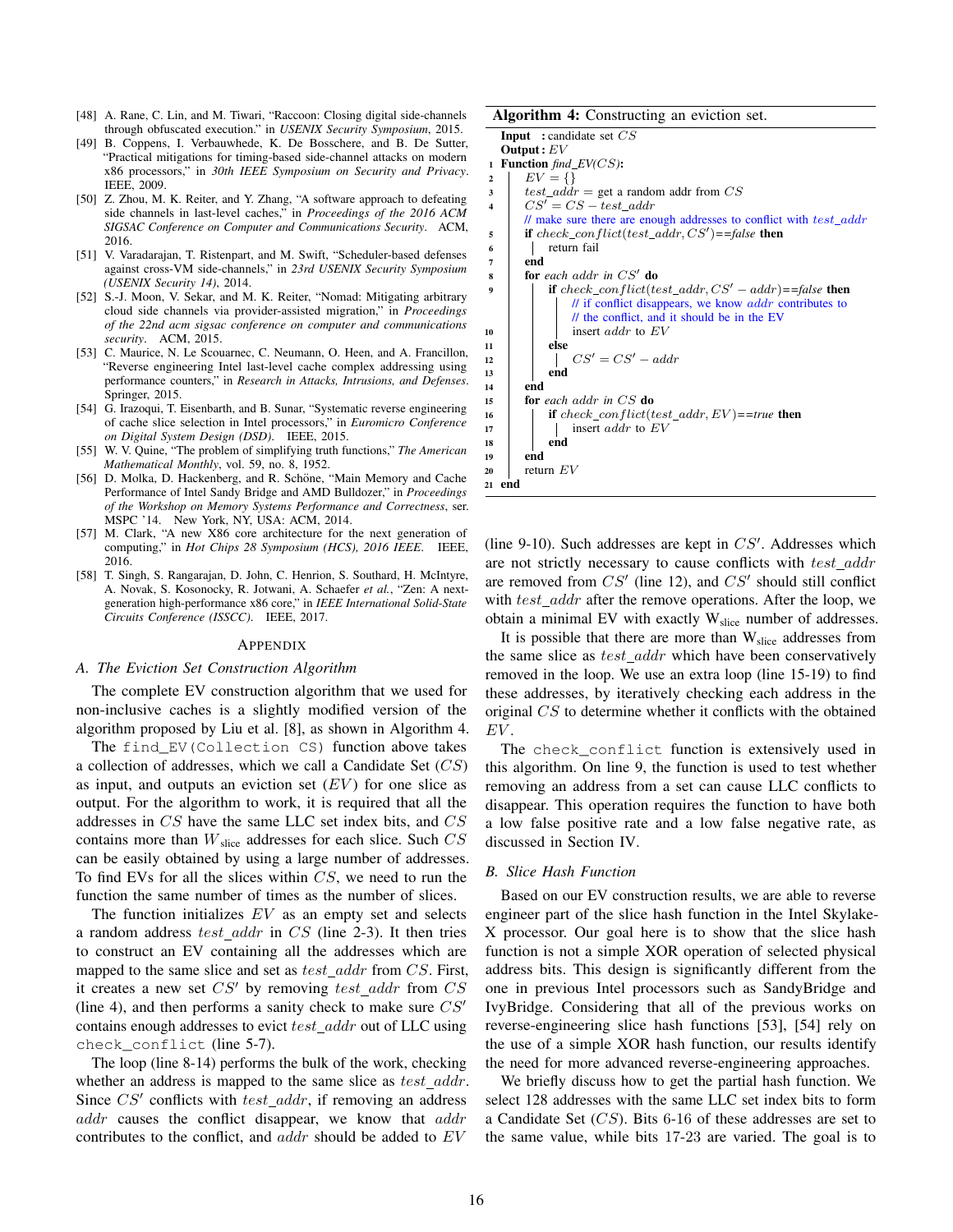[48] A. Rane, C. Lin, and M. Tiwari, "Raccoon: Closing digital side-channels through obfuscated execution." in *USENIX Security Symposium*, 2015.

[49] B. Coppens, I. Verbauwhede, K. De Bosschere, and B. De Sutter, "Practical mitigations for timing-based side-channel attacks on modern x86 processors," in *30th IEEE Symposium on Security and Privacy*. IEEE, 2009.

[50] Z. Zhou, M. K. Reiter, and Y. Zhang, "A software approach to defeating side channels in last-level caches," in *Proceedings of the 2016 ACM SIGSAC Conference on Computer and Communications Security*. ACM, 2016.

[51] V. Varadarajan, T. Ristenpart, and M. Swift, "Scheduler-based defenses against cross-VM side-channels," in *23rd USENIX Security Symposium (USENIX Security 14)*, 2014.

[52] S.-J. Moon, V. Sekar, and M. K. Reiter, "Nomad: Mitigating arbitrary cloud side channels via provider-assisted migration," in *Proceedings of the 22nd acm sigsac conference on computer and communications security*. ACM, 2015.

[53] C. Maurice, N. Le Scouarnec, C. Neumann, O. Heen, and A. Francillon, "Reverse engineering Intel last-level cache complex addressing using performance counters," in *Research in Attacks, Intrusions, and Defenses*. Springer, 2015.

[54] G. Irazoqui, T. Eisenbarth, and B. Sunar, "Systematic reverse engineering of cache slice selection in Intel processors," in *Euromicro Conference on Digital System Design (DSD)*. IEEE, 2015.

[55] W. V. Quine, "The problem of simplifying truth functions," *The American Mathematical Monthly*, vol. 59, no. 8, 1952.

[56] D. Molka, D. Hackenberg, and R. Schöne, "Main Memory and Cache Performance of Intel Sandy Bridge and AMD Bulldozer," in *Proceedings of the Workshop on Memory Systems Performance and Correctness*, ser. MSPC '14. New York, NY, USA: ACM, 2014.

[57] M. Clark, "A new X86 core architecture for the next generation of computing," in *Hot Chips 28 Symposium (HCS), 2016 IEEE*. IEEE, 2016.

[58] T. Singh, S. Rangarajan, D. John, C. Henrion, S. Southard, H. McIntyre, A. Novak, S. Kosonocky, R. Jotwani, A. Schaefer *et al.*, "Zen: A next-generation high-performance x86 core," in *IEEE International Solid-State Circuits Conference (ISSCC)*. IEEE, 2017.

## Appendix

### A. The Eviction Set Construction Algorithm

The complete EV construction algorithm that we used for non-inclusive caches is a slightly modified version of the algorithm proposed by Liu et al. [8], as shown in Algorithm 4.

The `find_EV(Collection CS)` function above takes a collection of addresses, which we call a Candidate Set ($CS$) as input, and outputs an eviction set ($EV$) for one slice as output. For the algorithm to work, it is required that all the addresses in $CS$ have the same LLC set index bits, and $CS$ contains more than $W_{\text{slice}}$ addresses for each slice. Such $CS$ can be easily obtained by using a large number of addresses. To find EVs for all the slices within $CS$, we need to run the function the same number of times as the number of slices.

The function initializes $EV$ as an empty set and selects a random address $test\_addr$ in $CS$ (line 2-3). It then tries to construct an EV containing all the addresses which are mapped to the same slice and set as $test\_addr$ from $CS$. First, it creates a new set $CS'$ by removing $test\_addr$ from $CS$ (line 4), and then performs a sanity check to make sure $CS'$ contains enough addresses to evict $test\_addr$ out of LLC using `check_conflict` (line 5-7).

The loop (line 8-14) performs the bulk of the work, checking whether an address is mapped to the same slice as $test\_addr$. Since $CS'$ conflicts with $test\_addr$, if removing an address $addr$ causes the conflict disappear, we know that $addr$ contributes to the conflict, and $addr$ should be added to $EV$ (line 9-10). Such addresses are kept in $CS'$. Addresses which are not strictly necessary to cause conflicts with $test\_addr$ are removed from $CS'$ (line 12), and $CS'$ should still conflict with $test\_addr$ after the remove operations. After the loop, we obtain a minimal EV with exactly $W_{\text{slice}}$ number of addresses.

It is possible that there are more than $W_{\text{slice}}$ addresses from the same slice as $test\_addr$ which have been conservatively removed in the loop. We use an extra loop (line 15-19) to find these addresses, by iteratively checking each address in the original $CS$ to determine whether it conflicts with the obtained $EV$.

The `check_conflict` function is extensively used in this algorithm. On line 9, the function is used to test whether removing an address from a set can cause LLC conflicts to disappear. This operation requires the function to have both a low false positive rate and a low false negative rate, as discussed in Section IV.

**Algorithm 4:** Constructing an eviction set.

```
    Input  : candidate set CS
    Output : EV
1   Function find_EV(CS):
2       EV = {}
3       test_addr = get a random addr from CS
4       CS' = CS - test_addr
        // make sure there are enough addresses to conflict with test_addr
5       if check_conflict(test_addr, CS')==false then
6           return fail
7       end
8       for each addr in CS' do
9           if check_conflict(test_addr, CS' - addr)==false then
                // if conflict disappears, we know addr contributes to
                // the conflict, and it should be in the EV
10              insert addr to EV
11          else
12              CS' = CS' - addr
13          end
14      end
15      for each addr in CS do
16          if check_conflict(test_addr, EV)==true then
17              insert addr to EV
18          end
19      end
20      return EV
21  end
```

### B. Slice Hash Function

Based on our EV construction results, we are able to reverse engineer part of the slice hash function in the Intel Skylake-X processor. Our goal here is to show that the slice hash function is not a simple XOR operation of selected physical address bits. This design is significantly different from the one in previous Intel processors such as SandyBridge and IvyBridge. Considering that all of the previous works on reverse-engineering slice hash functions [53], [54] rely on the use of a simple XOR hash function, our results identify the need for more advanced reverse-engineering approaches.

We briefly discuss how to get the partial hash function. We select 128 addresses with the same LLC set index bits to form a Candidate Set ($CS$). Bits 6-16 of these addresses are set to the same value, while bits 17-23 are varied. The goal is to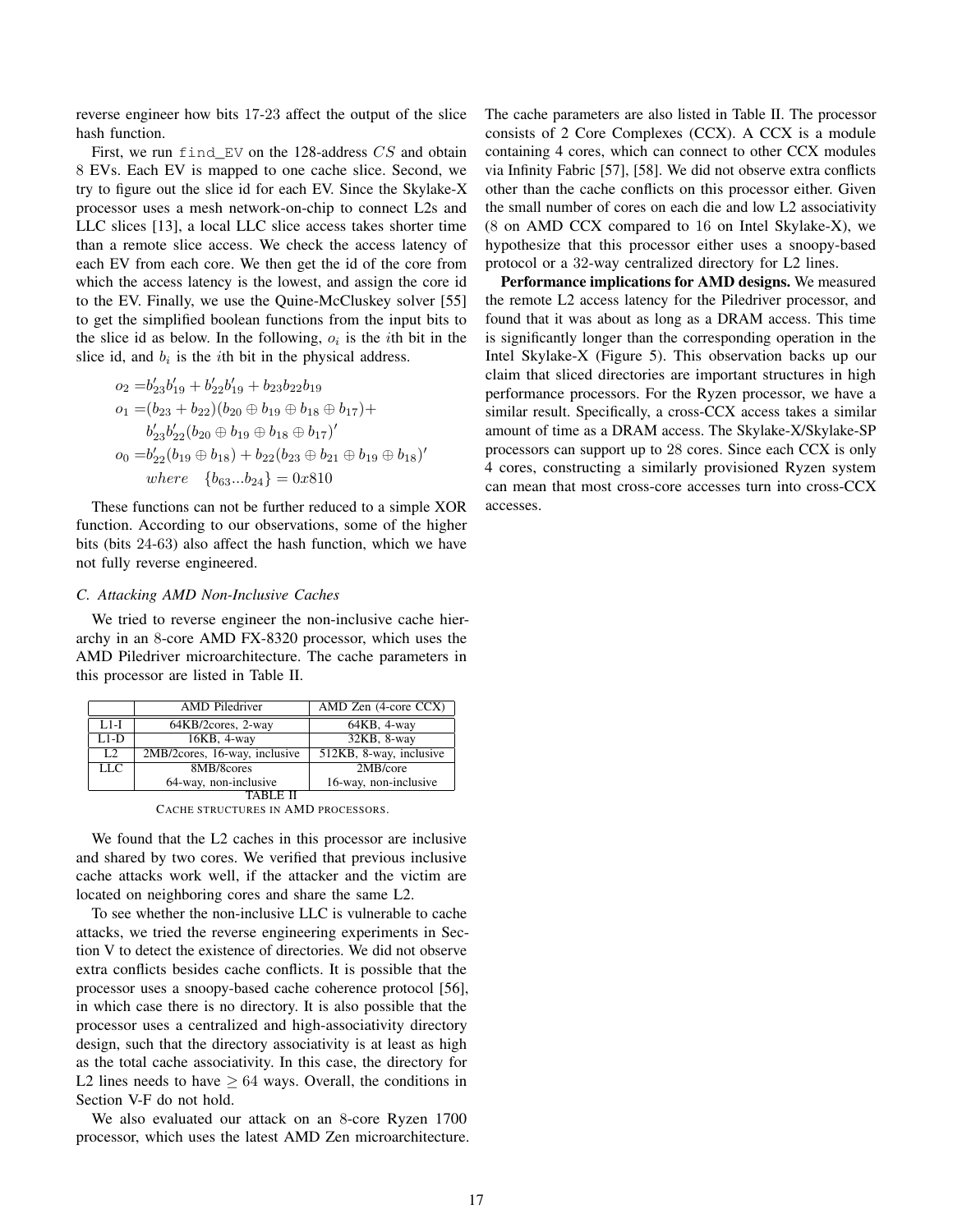reverse engineer how bits 17-23 affect the output of the slice hash function.

First, we run `find_EV` on the 128-address $CS$ and obtain 8 EVs. Each EV is mapped to one cache slice. Second, we try to figure out the slice id for each EV. Since the Skylake-X processor uses a mesh network-on-chip to connect L2s and LLC slices [13], a local LLC slice access takes shorter time than a remote slice access. We check the access latency of each EV from each core. We then get the id of the core from which the access latency is the lowest, and assign the core id to the EV. Finally, we use the Quine-McCluskey solver [55] to get the simplified boolean functions from the input bits to the slice id as below. In the following, $o_i$ is the $i$th bit in the slice id, and $b_i$ is the $i$th bit in the physical address.

$$
\begin{aligned}
o_2 =& b'_{23}b'_{19} + b'_{22}b'_{19} + b_{23}b_{22}b_{19} \\
o_1 =& (b_{23} + b_{22})(b_{20} \oplus b_{19} \oplus b_{18} \oplus b_{17}) + \\
& b'_{23}b'_{22}(b_{20} \oplus b_{19} \oplus b_{18} \oplus b_{17})' \\
o_0 =& b'_{22}(b_{19} \oplus b_{18}) + b_{22}(b_{23} \oplus b_{21} \oplus b_{19} \oplus b_{18})' \\
& where \quad \{b_{63}...b_{24}\} = 0x810
\end{aligned}
$$

These functions can not be further reduced to a simple XOR function. According to our observations, some of the higher bits (bits 24-63) also affect the hash function, which we have not fully reverse engineered.

### C. Attacking AMD Non-Inclusive Caches

We tried to reverse engineer the non-inclusive cache hierarchy in an 8-core AMD FX-8320 processor, which uses the AMD Piledriver microarchitecture. The cache parameters in this processor are listed in Table II.

| | AMD Piledriver | AMD Zen (4-core CCX) |
|---|---|---|
| L1-I | 64KB/2cores, 2-way | 64KB, 4-way |
| L1-D | 16KB, 4-way | 32KB, 8-way |
| L2 | 2MB/2cores, 16-way, inclusive | 512KB, 8-way, inclusive |
| LLC | 8MB/8cores 64-way, non-inclusive | 2MB/core 16-way, non-inclusive |

TABLE II
CACHE STRUCTURES IN AMD PROCESSORS.

We found that the L2 caches in this processor are inclusive and shared by two cores. We verified that previous inclusive cache attacks work well, if the attacker and the victim are located on neighboring cores and share the same L2.

To see whether the non-inclusive LLC is vulnerable to cache attacks, we tried the reverse engineering experiments in Section V to detect the existence of directories. We did not observe extra conflicts besides cache conflicts. It is possible that the processor uses a snoopy-based cache coherence protocol [56], in which case there is no directory. It is also possible that the processor uses a centralized and high-associativity directory design, such that the directory associativity is at least as high as the total cache associativity. In this case, the directory for L2 lines needs to have $\geq 64$ ways. Overall, the conditions in Section V-F do not hold.

We also evaluated our attack on an 8-core Ryzen 1700 processor, which uses the latest AMD Zen microarchitecture. The cache parameters are also listed in Table II. The processor consists of 2 Core Complexes (CCX). A CCX is a module containing 4 cores, which can connect to other CCX modules via Infinity Fabric [57], [58]. We did not observe extra conflicts other than the cache conflicts on this processor either. Given the small number of cores on each die and low L2 associativity (8 on AMD CCX compared to 16 on Intel Skylake-X), we hypothesize that this processor either uses a snoopy-based protocol or a 32-way centralized directory for L2 lines.

**Performance implications for AMD designs.** We measured the remote L2 access latency for the Piledriver processor, and found that it was about as long as a DRAM access. This time is significantly longer than the corresponding operation in the Intel Skylake-X (Figure 5). This observation backs up our claim that sliced directories are important structures in high performance processors. For the Ryzen processor, we have a similar result. Specifically, a cross-CCX access takes a similar amount of time as a DRAM access. The Skylake-X/Skylake-SP processors can support up to 28 cores. Since each CCX is only 4 cores, constructing a similarly provisioned Ryzen system can mean that most cross-core accesses turn into cross-CCX accesses.